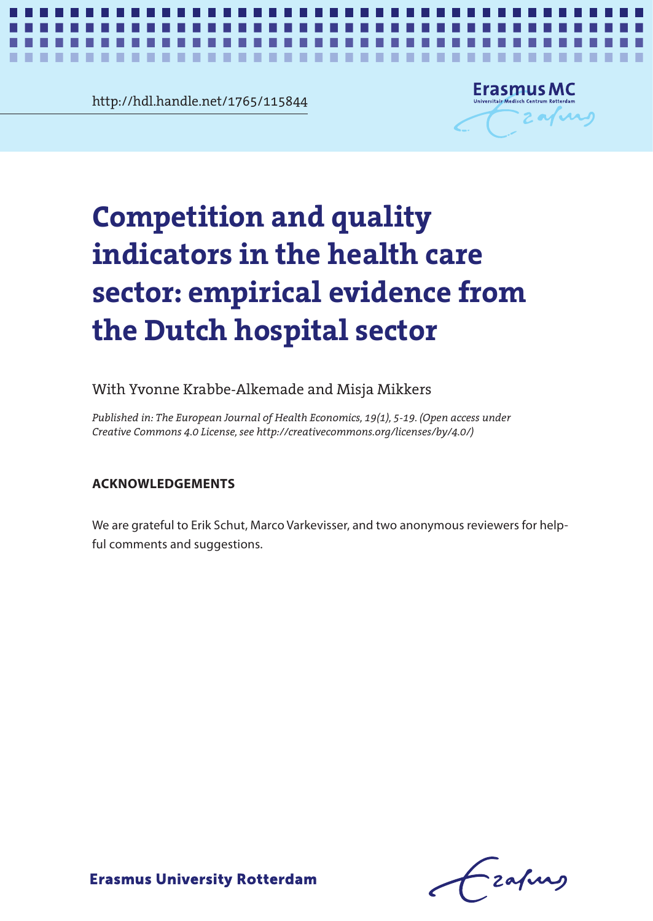http://hdl.handle.net/1765/115844

# Competition and quality indicators in the health care sector: empirical evidence from the Dutch hospital sector

With Yvonne Krabbe-Alkemade and Misja Mikkers

*Published in: The European Journal of Health Economics, 19(1), 5-19. (Open access under Creative Commons 4.0 License, see http://creativecommons.org/licenses/by/4.0/)*

**ACKNOWLEDGEMENTS**

We are grateful to Erik Schut, Marco Varkevisser, and two anonymous reviewers for helpful comments and suggestions.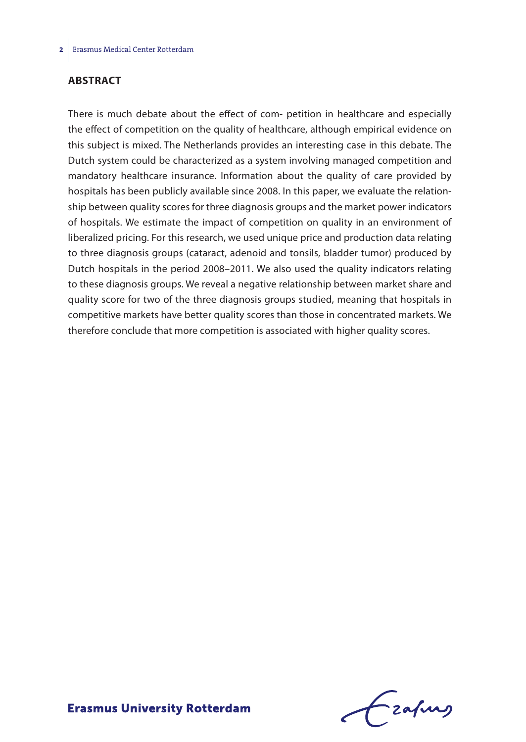## ABSTRACT

There is much debate about the effect of com- petition in healthcare and especially the effect of competition on the quality of healthcare, although empirical evidence on this subject is mixed. The Netherlands provides an interesting case in this debate. The Dutch system could be characterized as a system involving managed competition and mandatory healthcare insurance. Information about the quality of care provided by hospitals has been publicly available since 2008. In this paper, we evaluate the relationship between quality scores for three diagnosis groups and the market power indicators of hospitals. We estimate the impact of competition on quality in an environment of liberalized pricing. For this research, we used unique price and production data relating to three diagnosis groups (cataract, adenoid and tonsils, bladder tumor) produced by Dutch hospitals in the period 2008–2011. We also used the quality indicators relating to these diagnosis groups. We reveal a negative relationship between market share and quality score for two of the three diagnosis groups studied, meaning that hospitals in competitive markets have better quality scores than those in concentrated markets. We therefore conclude that more competition is associated with higher quality scores.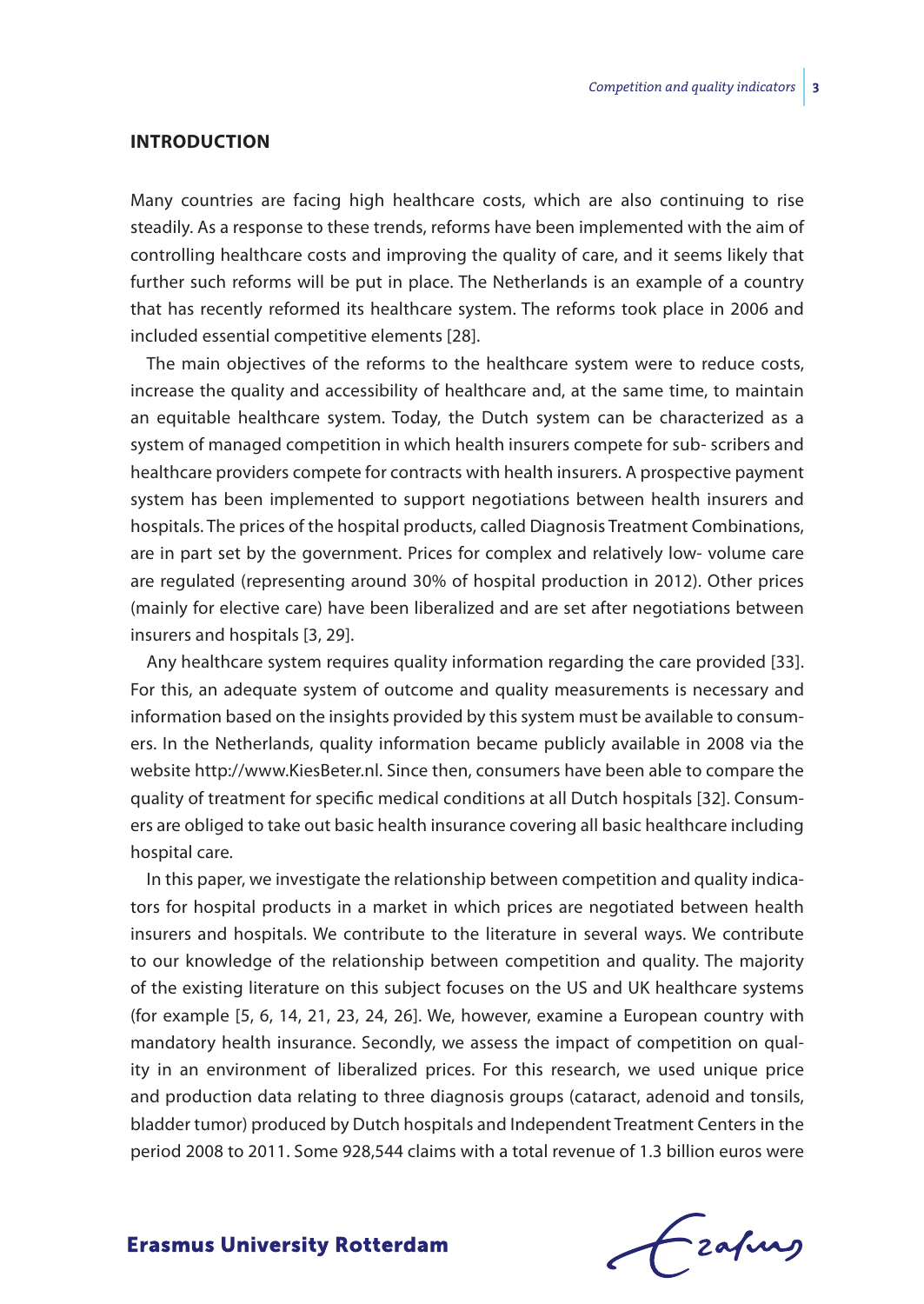## INTRODUCTION

Many countries are facing high healthcare costs, which are also continuing to rise steadily. As a response to these trends, reforms have been implemented with the aim of controlling healthcare costs and improving the quality of care, and it seems likely that further such reforms will be put in place. The Netherlands is an example of a country that has recently reformed its healthcare system. The reforms took place in 2006 and included essential competitive elements [28].

The main objectives of the reforms to the healthcare system were to reduce costs, increase the quality and accessibility of healthcare and, at the same time, to maintain an equitable healthcare system. Today, the Dutch system can be characterized as a system of managed competition in which health insurers compete for sub- scribers and healthcare providers compete for contracts with health insurers. A prospective payment system has been implemented to support negotiations between health insurers and hospitals. The prices of the hospital products, called Diagnosis Treatment Combinations, are in part set by the government. Prices for complex and relatively low- volume care are regulated (representing around 30% of hospital production in 2012). Other prices (mainly for elective care) have been liberalized and are set after negotiations between insurers and hospitals [3, 29].

Any healthcare system requires quality information regarding the care provided [33]. For this, an adequate system of outcome and quality measurements is necessary and information based on the insights provided by this system must be available to consumers. In the Netherlands, quality information became publicly available in 2008 via the website http://www.KiesBeter.nl. Since then, consumers have been able to compare the quality of treatment for specific medical conditions at all Dutch hospitals [32]. Consumers are obliged to take out basic health insurance covering all basic healthcare including hospital care.

In this paper, we investigate the relationship between competition and quality indicators for hospital products in a market in which prices are negotiated between health insurers and hospitals. We contribute to the literature in several ways. We contribute to our knowledge of the relationship between competition and quality. The majority of the existing literature on this subject focuses on the US and UK healthcare systems (for example [5, 6, 14, 21, 23, 24, 26]. We, however, examine a European country with mandatory health insurance. Secondly, we assess the impact of competition on quality in an environment of liberalized prices. For this research, we used unique price and production data relating to three diagnosis groups (cataract, adenoid and tonsils, bladder tumor) produced by Dutch hospitals and Independent Treatment Centers in the period 2008 to 2011. Some 928,544 claims with a total revenue of 1.3 billion euros were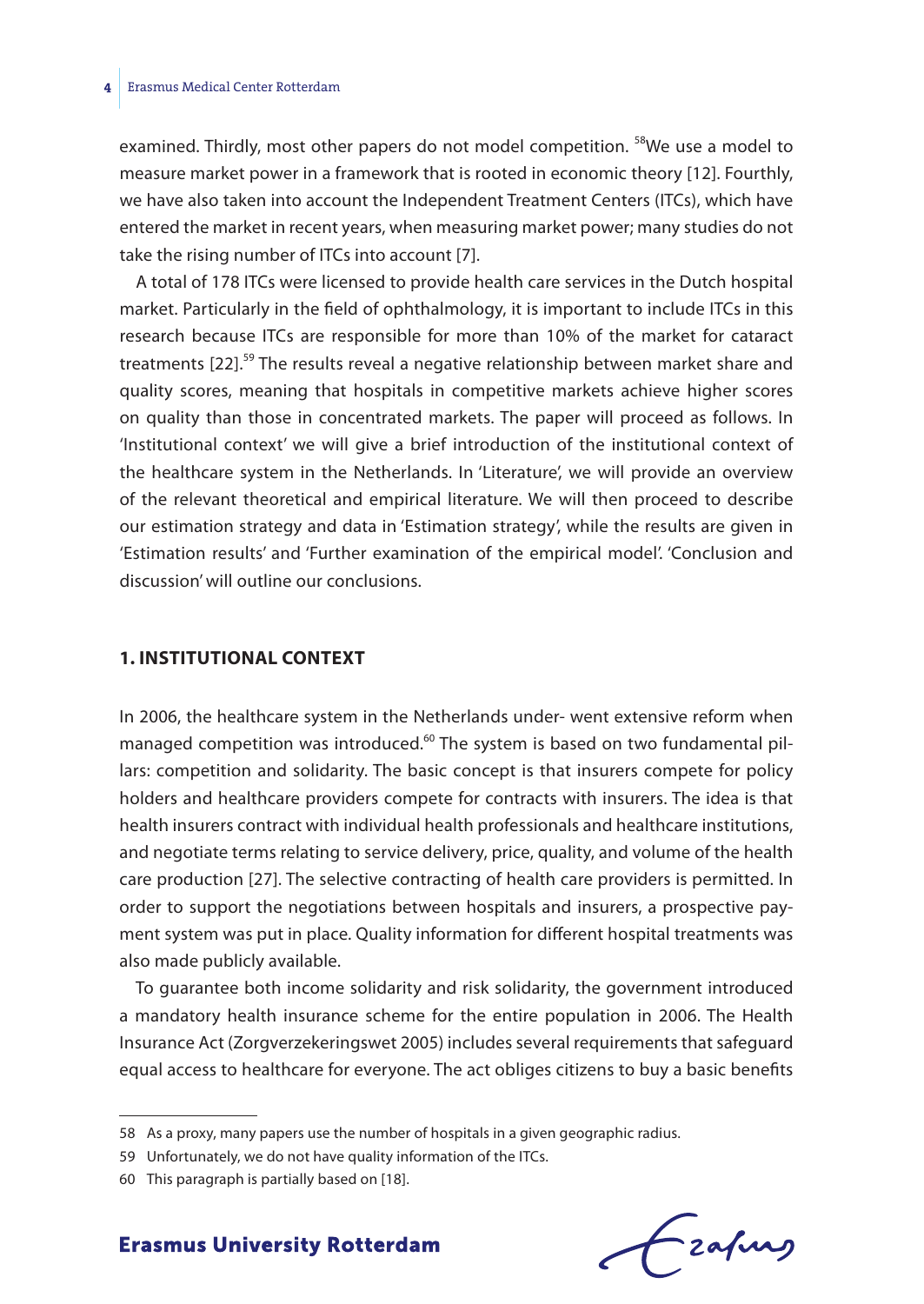examined. Thirdly, most other papers do not model competition. [58]We use a model to measure market power in a framework that is rooted in economic theory [12]. Fourthly, we have also taken into account the Independent Treatment Centers (ITCs), which have entered the market in recent years, when measuring market power; many studies do not take the rising number of ITCs into account [7].

A total of 178 ITCs were licensed to provide health care services in the Dutch hospital market. Particularly in the field of ophthalmology, it is important to include ITCs in this research because ITCs are responsible for more than 10% of the market for cataract treatments [22].[59] The results reveal a negative relationship between market share and quality scores, meaning that hospitals in competitive markets achieve higher scores on quality than those in concentrated markets. The paper will proceed as follows. In 'Institutional context' we will give a brief introduction of the institutional context of the healthcare system in the Netherlands. In 'Literature', we will provide an overview of the relevant theoretical and empirical literature. We will then proceed to describe our estimation strategy and data in 'Estimation strategy', while the results are given in 'Estimation results' and 'Further examination of the empirical model'. 'Conclusion and discussion' will outline our conclusions.

## 1. INSTITUTIONAL CONTEXT

In 2006, the healthcare system in the Netherlands under- went extensive reform when managed competition was introduced.[60] The system is based on two fundamental pillars: competition and solidarity. The basic concept is that insurers compete for policy holders and healthcare providers compete for contracts with insurers. The idea is that health insurers contract with individual health professionals and healthcare institutions, and negotiate terms relating to service delivery, price, quality, and volume of the health care production [27]. The selective contracting of health care providers is permitted. In order to support the negotiations between hospitals and insurers, a prospective payment system was put in place. Quality information for different hospital treatments was also made publicly available.

To guarantee both income solidarity and risk solidarity, the government introduced a mandatory health insurance scheme for the entire population in 2006. The Health Insurance Act (Zorgverzekeringswet 2005) includes several requirements that safeguard equal access to healthcare for everyone. The act obliges citizens to buy a basic benefits

---

58 As a proxy, many papers use the number of hospitals in a given geographic radius.

59 Unfortunately, we do not have quality information of the ITCs.

60 This paragraph is partially based on [18].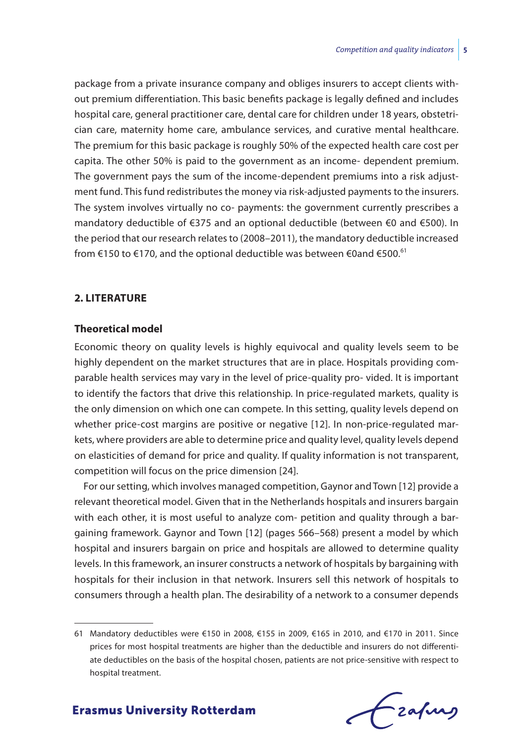package from a private insurance company and obliges insurers to accept clients without premium differentiation. This basic benefits package is legally defined and includes hospital care, general practitioner care, dental care for children under 18 years, obstetrician care, maternity home care, ambulance services, and curative mental healthcare. The premium for this basic package is roughly 50% of the expected health care cost per capita. The other 50% is paid to the government as an income- dependent premium. The government pays the sum of the income-dependent premiums into a risk adjustment fund. This fund redistributes the money via risk-adjusted payments to the insurers. The system involves virtually no co- payments: the government currently prescribes a mandatory deductible of €375 and an optional deductible (between €0 and €500). In the period that our research relates to (2008–2011), the mandatory deductible increased from €150 to €170, and the optional deductible was between €0and €500.[61]

## 2. LITERATURE

### Theoretical model

Economic theory on quality levels is highly equivocal and quality levels seem to be highly dependent on the market structures that are in place. Hospitals providing comparable health services may vary in the level of price-quality pro- vided. It is important to identify the factors that drive this relationship. In price-regulated markets, quality is the only dimension on which one can compete. In this setting, quality levels depend on whether price-cost margins are positive or negative [12]. In non-price-regulated markets, where providers are able to determine price and quality level, quality levels depend on elasticities of demand for price and quality. If quality information is not transparent, competition will focus on the price dimension [24].

For our setting, which involves managed competition, Gaynor and Town [12] provide a relevant theoretical model. Given that in the Netherlands hospitals and insurers bargain with each other, it is most useful to analyze com- petition and quality through a bargaining framework. Gaynor and Town [12] (pages 566–568) present a model by which hospital and insurers bargain on price and hospitals are allowed to determine quality levels. In this framework, an insurer constructs a network of hospitals by bargaining with hospitals for their inclusion in that network. Insurers sell this network of hospitals to consumers through a health plan. The desirability of a network to a consumer depends

61 Mandatory deductibles were €150 in 2008, €155 in 2009, €165 in 2010, and €170 in 2011. Since prices for most hospital treatments are higher than the deductible and insurers do not differentiate deductibles on the basis of the hospital chosen, patients are not price-sensitive with respect to hospital treatment.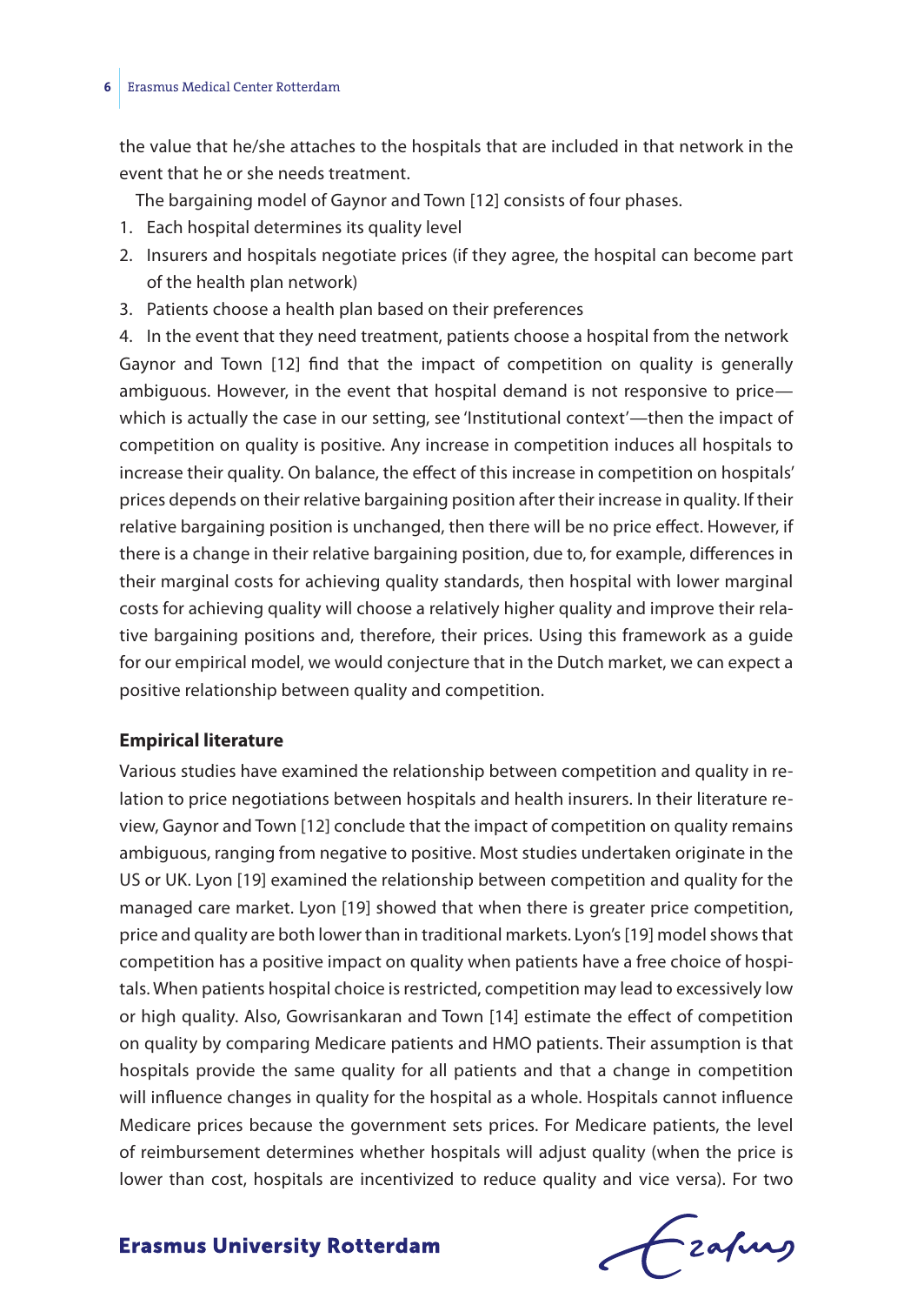the value that he/she attaches to the hospitals that are included in that network in the event that he or she needs treatment.

The bargaining model of Gaynor and Town [12] consists of four phases.

1. Each hospital determines its quality level
2. Insurers and hospitals negotiate prices (if they agree, the hospital can become part of the health plan network)
3. Patients choose a health plan based on their preferences
4. In the event that they need treatment, patients choose a hospital from the network

Gaynor and Town [12] find that the impact of competition on quality is generally ambiguous. However, in the event that hospital demand is not responsive to price—which is actually the case in our setting, see 'Institutional context'—then the impact of competition on quality is positive. Any increase in competition induces all hospitals to increase their quality. On balance, the effect of this increase in competition on hospitals' prices depends on their relative bargaining position after their increase in quality. If their relative bargaining position is unchanged, then there will be no price effect. However, if there is a change in their relative bargaining position, due to, for example, differences in their marginal costs for achieving quality standards, then hospital with lower marginal costs for achieving quality will choose a relatively higher quality and improve their relative bargaining positions and, therefore, their prices. Using this framework as a guide for our empirical model, we would conjecture that in the Dutch market, we can expect a positive relationship between quality and competition.

**Empirical literature**

Various studies have examined the relationship between competition and quality in relation to price negotiations between hospitals and health insurers. In their literature review, Gaynor and Town [12] conclude that the impact of competition on quality remains ambiguous, ranging from negative to positive. Most studies undertaken originate in the US or UK. Lyon [19] examined the relationship between competition and quality for the managed care market. Lyon [19] showed that when there is greater price competition, price and quality are both lower than in traditional markets. Lyon's [19] model shows that competition has a positive impact on quality when patients have a free choice of hospitals. When patients hospital choice is restricted, competition may lead to excessively low or high quality. Also, Gowrisankaran and Town [14] estimate the effect of competition on quality by comparing Medicare patients and HMO patients. Their assumption is that hospitals provide the same quality for all patients and that a change in competition will influence changes in quality for the hospital as a whole. Hospitals cannot influence Medicare prices because the government sets prices. For Medicare patients, the level of reimbursement determines whether hospitals will adjust quality (when the price is lower than cost, hospitals are incentivized to reduce quality and vice versa). For two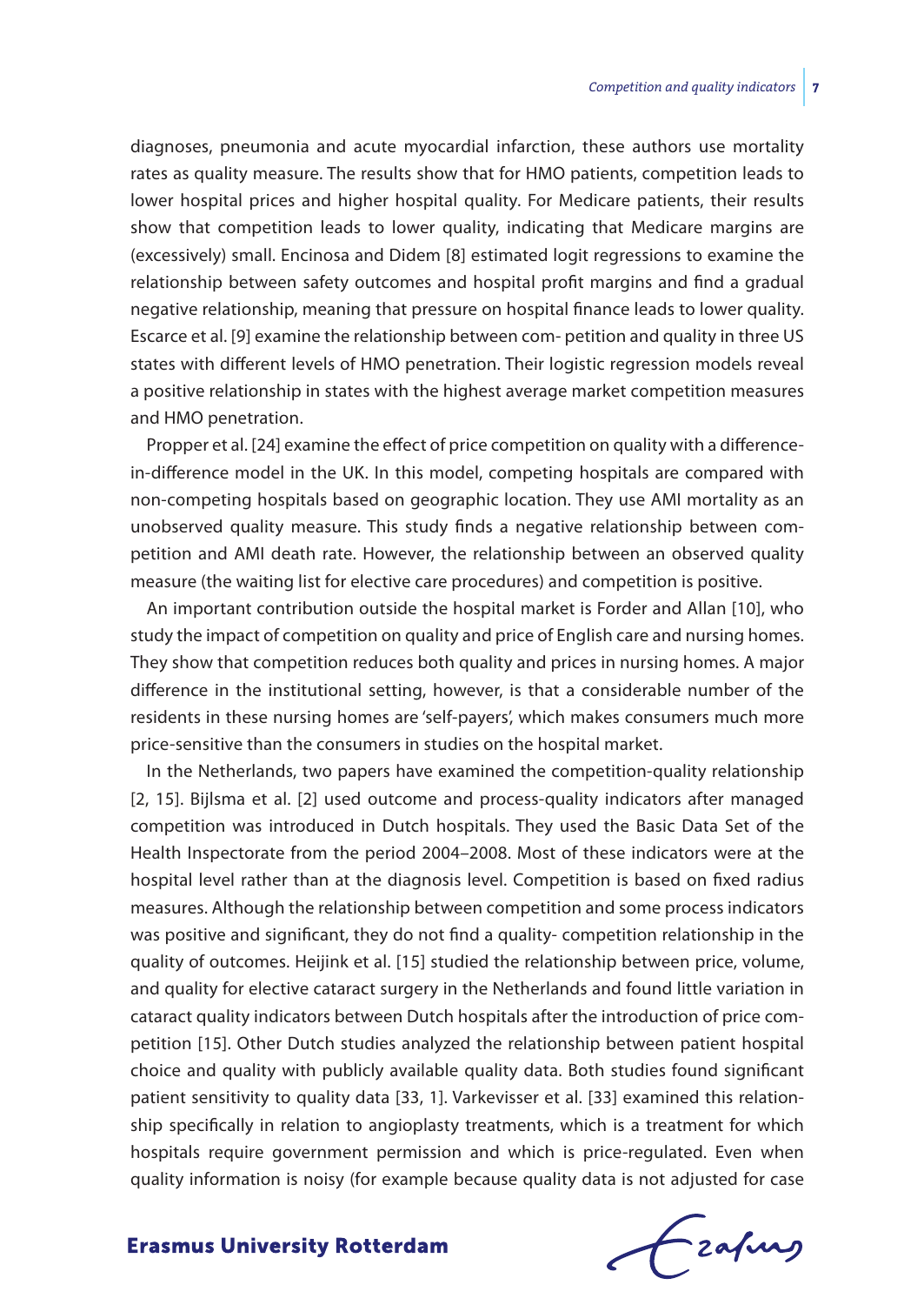diagnoses, pneumonia and acute myocardial infarction, these authors use mortality rates as quality measure. The results show that for HMO patients, competition leads to lower hospital prices and higher hospital quality. For Medicare patients, their results show that competition leads to lower quality, indicating that Medicare margins are (excessively) small. Encinosa and Didem [8] estimated logit regressions to examine the relationship between safety outcomes and hospital profit margins and find a gradual negative relationship, meaning that pressure on hospital finance leads to lower quality. Escarce et al. [9] examine the relationship between com- petition and quality in three US states with different levels of HMO penetration. Their logistic regression models reveal a positive relationship in states with the highest average market competition measures and HMO penetration.

Propper et al. [24] examine the effect of price competition on quality with a difference-in-difference model in the UK. In this model, competing hospitals are compared with non-competing hospitals based on geographic location. They use AMI mortality as an unobserved quality measure. This study finds a negative relationship between competition and AMI death rate. However, the relationship between an observed quality measure (the waiting list for elective care procedures) and competition is positive.

An important contribution outside the hospital market is Forder and Allan [10], who study the impact of competition on quality and price of English care and nursing homes. They show that competition reduces both quality and prices in nursing homes. A major difference in the institutional setting, however, is that a considerable number of the residents in these nursing homes are 'self-payers', which makes consumers much more price-sensitive than the consumers in studies on the hospital market.

In the Netherlands, two papers have examined the competition-quality relationship [2, 15]. Bijlsma et al. [2] used outcome and process-quality indicators after managed competition was introduced in Dutch hospitals. They used the Basic Data Set of the Health Inspectorate from the period 2004–2008. Most of these indicators were at the hospital level rather than at the diagnosis level. Competition is based on fixed radius measures. Although the relationship between competition and some process indicators was positive and significant, they do not find a quality- competition relationship in the quality of outcomes. Heijink et al. [15] studied the relationship between price, volume, and quality for elective cataract surgery in the Netherlands and found little variation in cataract quality indicators between Dutch hospitals after the introduction of price competition [15]. Other Dutch studies analyzed the relationship between patient hospital choice and quality with publicly available quality data. Both studies found significant patient sensitivity to quality data [33, 1]. Varkevisser et al. [33] examined this relationship specifically in relation to angioplasty treatments, which is a treatment for which hospitals require government permission and which is price-regulated. Even when quality information is noisy (for example because quality data is not adjusted for case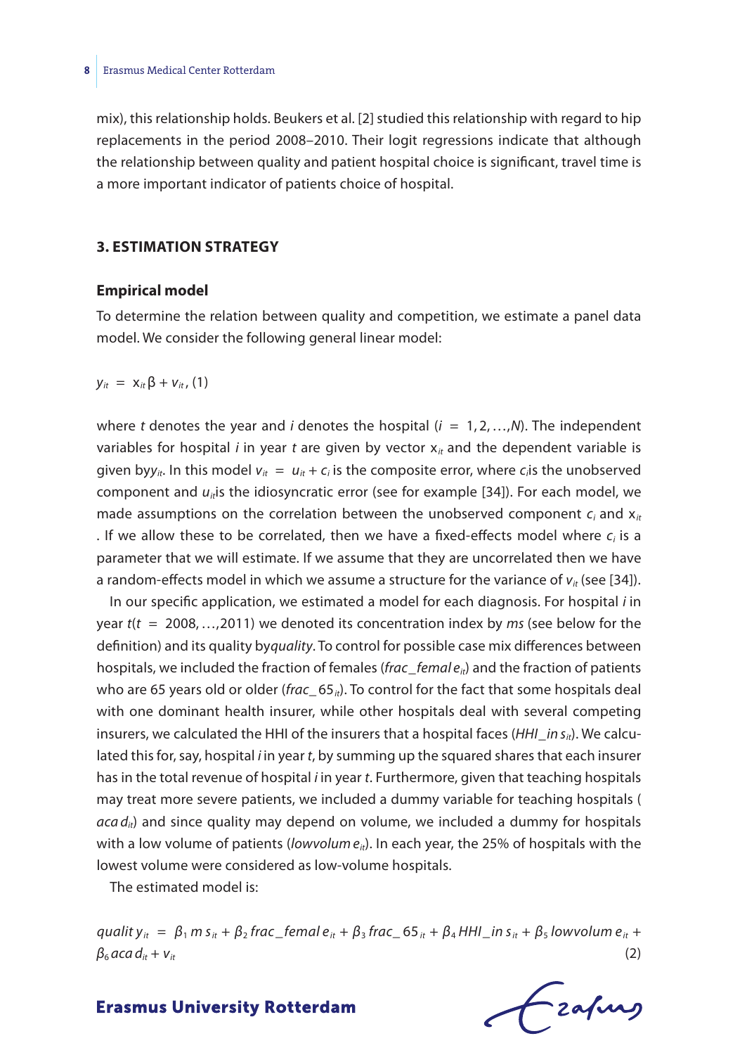mix), this relationship holds. Beukers et al. [2] studied this relationship with regard to hip replacements in the period 2008–2010. Their logit regressions indicate that although the relationship between quality and patient hospital choice is significant, travel time is a more important indicator of patients choice of hospital.

## 3. ESTIMATION STRATEGY

### Empirical model

To determine the relation between quality and competition, we estimate a panel data model. We consider the following general linear model:

$$y_{it} = \mathrm{x}_{it}\beta + v_{it}, \text{ (1)}$$

where $t$ denotes the year and $i$ denotes the hospital ($i = 1, 2, \ldots, N$). The independent variables for hospital $i$ in year $t$ are given by vector $\mathrm{x}_{it}$ and the dependent variable is given by $y_{it}$. In this model $v_{it} = u_{it} + c_i$ is the composite error, where $c_i$ is the unobserved component and $u_{it}$ is the idiosyncratic error (see for example [34]). For each model, we made assumptions on the correlation between the unobserved component $c_i$ and $\mathrm{x}_{it}$. If we allow these to be correlated, then we have a fixed-effects model where $c_i$ is a parameter that we will estimate. If we assume that they are uncorrelated then we have a random-effects model in which we assume a structure for the variance of $v_{it}$ (see [34]).

In our specific application, we estimated a model for each diagnosis. For hospital $i$ in year $t$ ($t = 2008, \ldots, 2011$) we denoted its concentration index by *ms* (see below for the definition) and its quality by *quality*. To control for possible case mix differences between hospitals, we included the fraction of females ($frac\_female_{it}$) and the fraction of patients who are 65 years old or older ($frac\_65_{it}$). To control for the fact that some hospitals deal with one dominant health insurer, while other hospitals deal with several competing insurers, we calculated the HHI of the insurers that a hospital faces ($HHI\_ins_{it}$). We calculated this for, say, hospital $i$ in year $t$, by summing up the squared shares that each insurer has in the total revenue of hospital $i$ in year $t$. Furthermore, given that teaching hospitals may treat more severe patients, we included a dummy variable for teaching hospitals ($acad_{it}$) and since quality may depend on volume, we included a dummy for hospitals with a low volume of patients ($lowvolume_{it}$). In each year, the 25% of hospitals with the lowest volume were considered as low-volume hospitals.

The estimated model is:

$$quality_{it} = \beta_1 ms_{it} + \beta_2 frac\_female_{it} + \beta_3 frac\_65_{it} + \beta_4 HHI\_ins_{it} + \beta_5 lowvolume_{it} + \beta_6 acad_{it} + v_{it} \quad (2)$$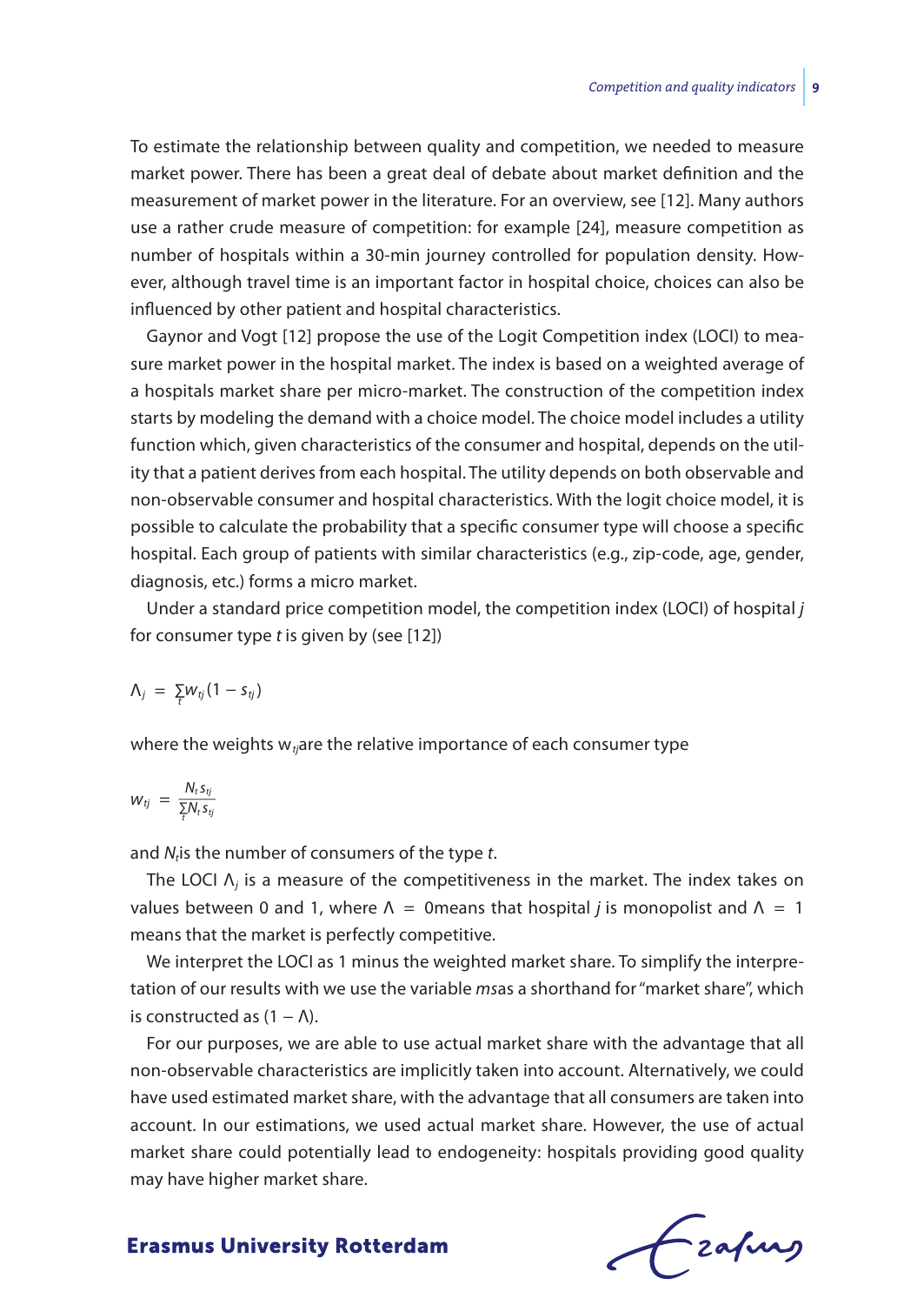To estimate the relationship between quality and competition, we needed to measure market power. There has been a great deal of debate about market definition and the measurement of market power in the literature. For an overview, see [12]. Many authors use a rather crude measure of competition: for example [24], measure competition as number of hospitals within a 30-min journey controlled for population density. However, although travel time is an important factor in hospital choice, choices can also be influenced by other patient and hospital characteristics.

Gaynor and Vogt [12] propose the use of the Logit Competition index (LOCI) to measure market power in the hospital market. The index is based on a weighted average of a hospitals market share per micro-market. The construction of the competition index starts by modeling the demand with a choice model. The choice model includes a utility function which, given characteristics of the consumer and hospital, depends on the utility that a patient derives from each hospital. The utility depends on both observable and non-observable consumer and hospital characteristics. With the logit choice model, it is possible to calculate the probability that a specific consumer type will choose a specific hospital. Each group of patients with similar characteristics (e.g., zip-code, age, gender, diagnosis, etc.) forms a micro market.

Under a standard price competition model, the competition index (LOCI) of hospital *j* for consumer type *t* is given by (see [12])

$$\Lambda_j = \sum_t w_{tj}(1 - s_{tj})$$

where the weights $w_{tj}$ are the relative importance of each consumer type

$$w_{tj} = \frac{N_t s_{tj}}{\sum_t N_t s_{tj}}$$

and $N_t$ is the number of consumers of the type *t*.

The LOCI $\Lambda_j$ is a measure of the competitiveness in the market. The index takes on values between 0 and 1, where $\Lambda = 0$ means that hospital *j* is monopolist and $\Lambda = 1$ means that the market is perfectly competitive.

We interpret the LOCI as 1 minus the weighted market share. To simplify the interpretation of our results with we use the variable *ms* as a shorthand for "market share", which is constructed as $(1 - \Lambda)$.

For our purposes, we are able to use actual market share with the advantage that all non-observable characteristics are implicitly taken into account. Alternatively, we could have used estimated market share, with the advantage that all consumers are taken into account. In our estimations, we used actual market share. However, the use of actual market share could potentially lead to endogeneity: hospitals providing good quality may have higher market share.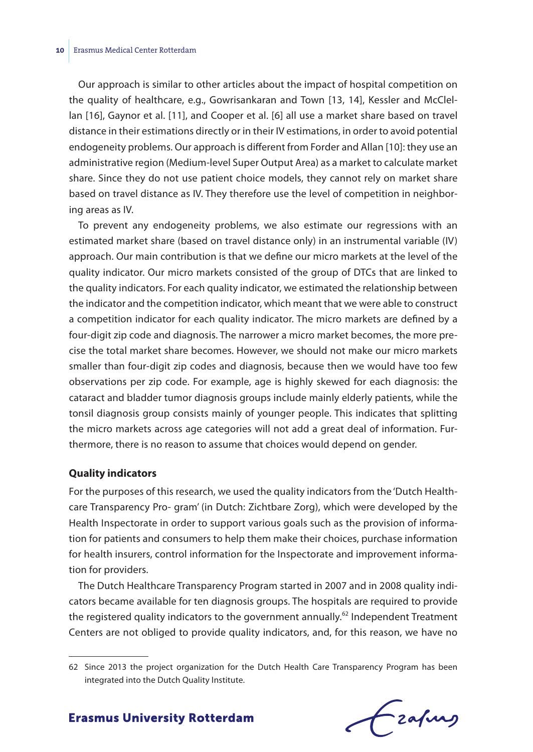Our approach is similar to other articles about the impact of hospital competition on the quality of healthcare, e.g., Gowrisankaran and Town [13, 14], Kessler and McClellan [16], Gaynor et al. [11], and Cooper et al. [6] all use a market share based on travel distance in their estimations directly or in their IV estimations, in order to avoid potential endogeneity problems. Our approach is different from Forder and Allan [10]: they use an administrative region (Medium-level Super Output Area) as a market to calculate market share. Since they do not use patient choice models, they cannot rely on market share based on travel distance as IV. They therefore use the level of competition in neighboring areas as IV.

To prevent any endogeneity problems, we also estimate our regressions with an estimated market share (based on travel distance only) in an instrumental variable (IV) approach. Our main contribution is that we define our micro markets at the level of the quality indicator. Our micro markets consisted of the group of DTCs that are linked to the quality indicators. For each quality indicator, we estimated the relationship between the indicator and the competition indicator, which meant that we were able to construct a competition indicator for each quality indicator. The micro markets are defined by a four-digit zip code and diagnosis. The narrower a micro market becomes, the more precise the total market share becomes. However, we should not make our micro markets smaller than four-digit zip codes and diagnosis, because then we would have too few observations per zip code. For example, age is highly skewed for each diagnosis: the cataract and bladder tumor diagnosis groups include mainly elderly patients, while the tonsil diagnosis group consists mainly of younger people. This indicates that splitting the micro markets across age categories will not add a great deal of information. Furthermore, there is no reason to assume that choices would depend on gender.

**Quality indicators**

For the purposes of this research, we used the quality indicators from the 'Dutch Healthcare Transparency Pro- gram' (in Dutch: Zichtbare Zorg), which were developed by the Health Inspectorate in order to support various goals such as the provision of information for patients and consumers to help them make their choices, purchase information for health insurers, control information for the Inspectorate and improvement information for providers.

The Dutch Healthcare Transparency Program started in 2007 and in 2008 quality indicators became available for ten diagnosis groups. The hospitals are required to provide the registered quality indicators to the government annually.[62] Independent Treatment Centers are not obliged to provide quality indicators, and, for this reason, we have no

62 Since 2013 the project organization for the Dutch Health Care Transparency Program has been integrated into the Dutch Quality Institute.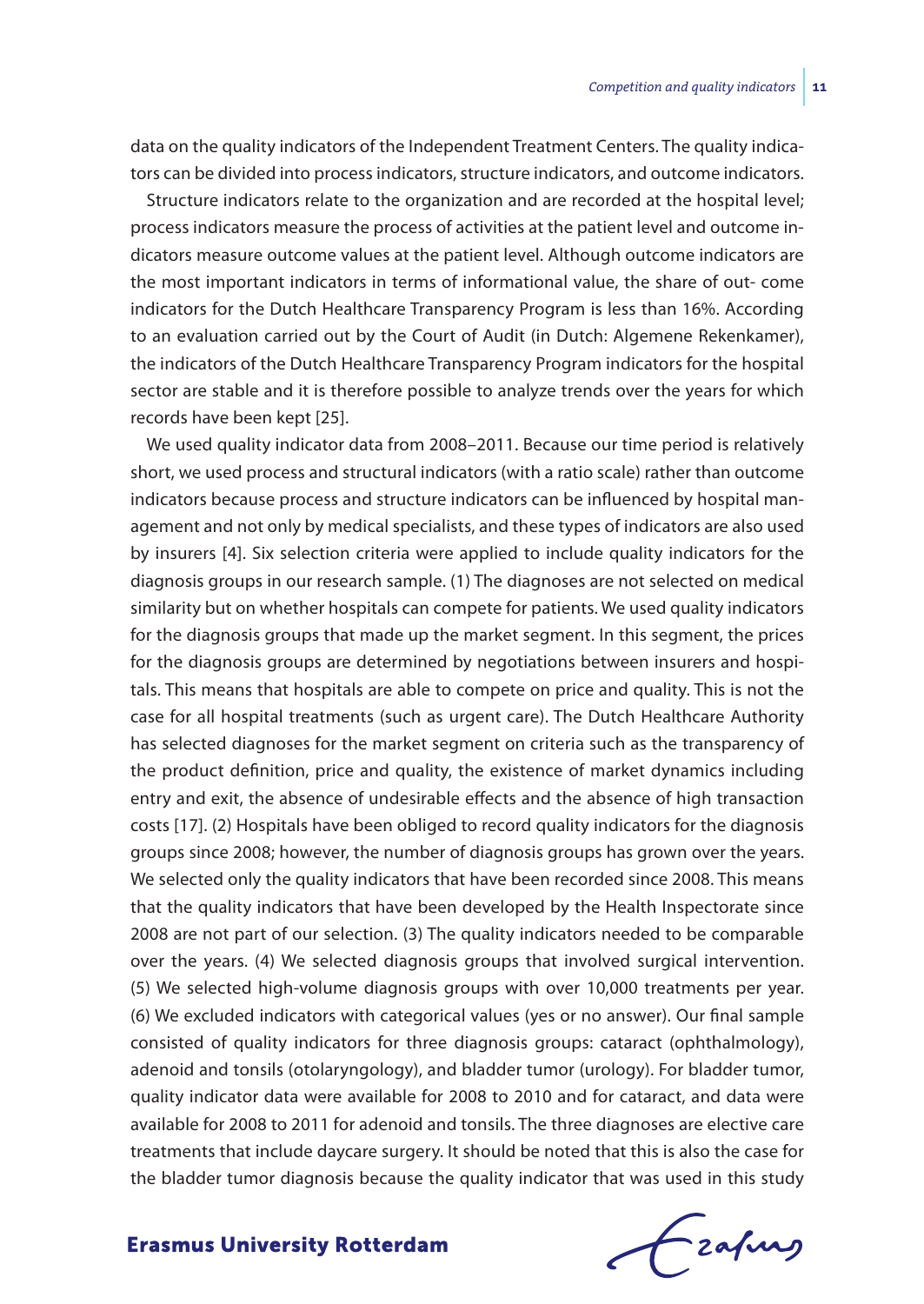data on the quality indicators of the Independent Treatment Centers. The quality indicators can be divided into process indicators, structure indicators, and outcome indicators.

Structure indicators relate to the organization and are recorded at the hospital level; process indicators measure the process of activities at the patient level and outcome indicators measure outcome values at the patient level. Although outcome indicators are the most important indicators in terms of informational value, the share of out- come indicators for the Dutch Healthcare Transparency Program is less than 16%. According to an evaluation carried out by the Court of Audit (in Dutch: Algemene Rekenkamer), the indicators of the Dutch Healthcare Transparency Program indicators for the hospital sector are stable and it is therefore possible to analyze trends over the years for which records have been kept [25].

We used quality indicator data from 2008–2011. Because our time period is relatively short, we used process and structural indicators (with a ratio scale) rather than outcome indicators because process and structure indicators can be influenced by hospital management and not only by medical specialists, and these types of indicators are also used by insurers [4]. Six selection criteria were applied to include quality indicators for the diagnosis groups in our research sample. (1) The diagnoses are not selected on medical similarity but on whether hospitals can compete for patients. We used quality indicators for the diagnosis groups that made up the market segment. In this segment, the prices for the diagnosis groups are determined by negotiations between insurers and hospitals. This means that hospitals are able to compete on price and quality. This is not the case for all hospital treatments (such as urgent care). The Dutch Healthcare Authority has selected diagnoses for the market segment on criteria such as the transparency of the product definition, price and quality, the existence of market dynamics including entry and exit, the absence of undesirable effects and the absence of high transaction costs [17]. (2) Hospitals have been obliged to record quality indicators for the diagnosis groups since 2008; however, the number of diagnosis groups has grown over the years. We selected only the quality indicators that have been recorded since 2008. This means that the quality indicators that have been developed by the Health Inspectorate since 2008 are not part of our selection. (3) The quality indicators needed to be comparable over the years. (4) We selected diagnosis groups that involved surgical intervention. (5) We selected high-volume diagnosis groups with over 10,000 treatments per year. (6) We excluded indicators with categorical values (yes or no answer). Our final sample consisted of quality indicators for three diagnosis groups: cataract (ophthalmology), adenoid and tonsils (otolaryngology), and bladder tumor (urology). For bladder tumor, quality indicator data were available for 2008 to 2010 and for cataract, and data were available for 2008 to 2011 for adenoid and tonsils. The three diagnoses are elective care treatments that include daycare surgery. It should be noted that this is also the case for the bladder tumor diagnosis because the quality indicator that was used in this study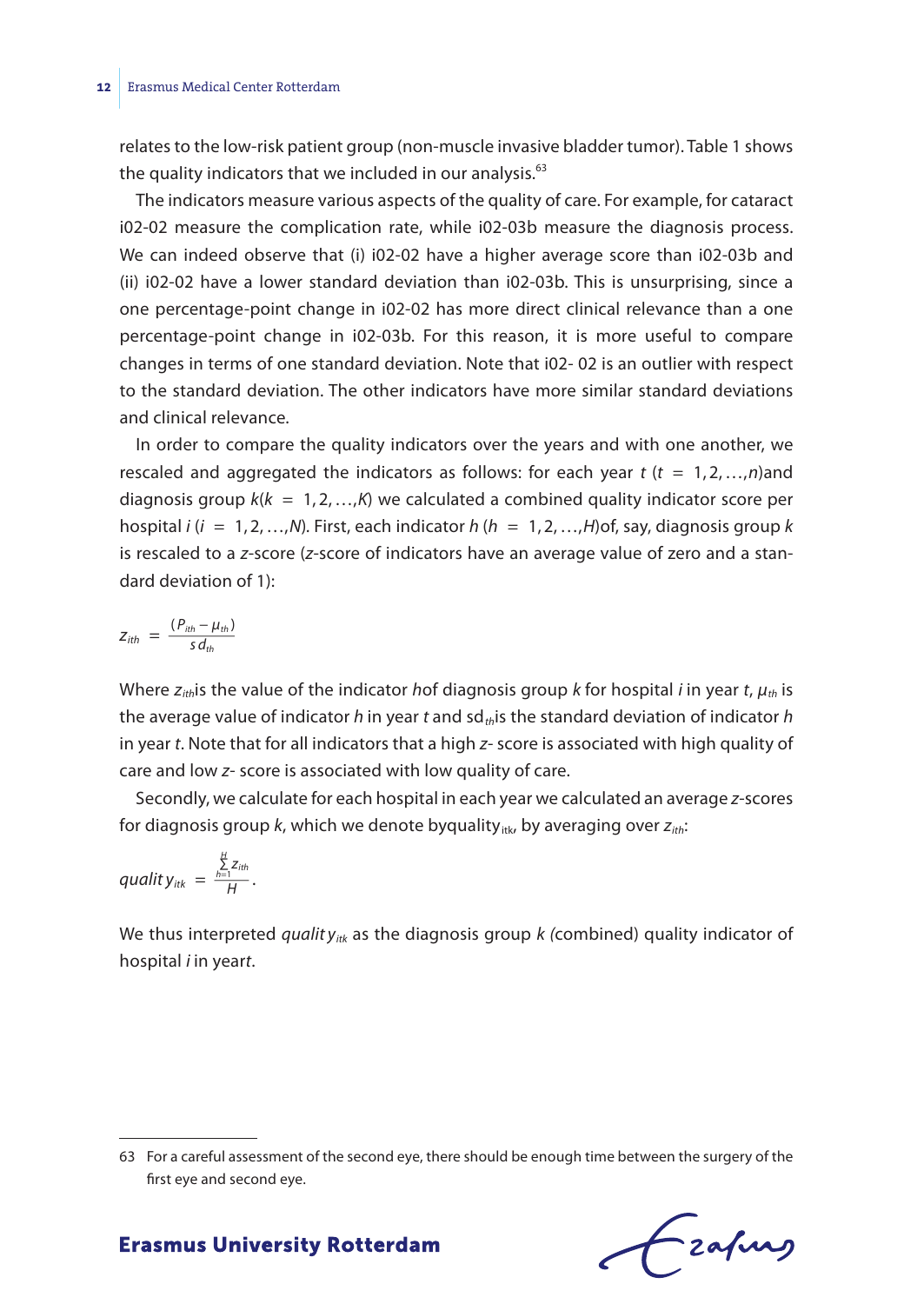relates to the low-risk patient group (non-muscle invasive bladder tumor). Table 1 shows the quality indicators that we included in our analysis.[63]

The indicators measure various aspects of the quality of care. For example, for cataract i02-02 measure the complication rate, while i02-03b measure the diagnosis process. We can indeed observe that (i) i02-02 have a higher average score than i02-03b and (ii) i02-02 have a lower standard deviation than i02-03b. This is unsurprising, since a one percentage-point change in i02-02 has more direct clinical relevance than a one percentage-point change in i02-03b. For this reason, it is more useful to compare changes in terms of one standard deviation. Note that i02- 02 is an outlier with respect to the standard deviation. The other indicators have more similar standard deviations and clinical relevance.

In order to compare the quality indicators over the years and with one another, we rescaled and aggregated the indicators as follows: for each year $t$ ($t = 1, 2, \ldots, n$)and diagnosis group $k$($k = 1, 2, \ldots, K$) we calculated a combined quality indicator score per hospital $i$ ($i = 1, 2, \ldots, N$). First, each indicator $h$ ($h = 1, 2, \ldots, H$)of, say, diagnosis group $k$ is rescaled to a $z$-score ($z$-score of indicators have an average value of zero and a standard deviation of 1):

$$z_{ith} = \frac{(P_{ith} - \mu_{th})}{sd_{th}}$$

Where $z_{ith}$is the value of the indicator $h$of diagnosis group $k$ for hospital $i$ in year $t$, $\mu_{th}$ is the average value of indicator $h$ in year $t$ and $sd_{th}$is the standard deviation of indicator $h$ in year $t$. Note that for all indicators that a high $z$- score is associated with high quality of care and low $z$- score is associated with low quality of care.

Secondly, we calculate for each hospital in each year we calculated an average $z$-scores for diagnosis group $k$, which we denote by$quality_{itk}$, by averaging over $z_{ith}$:

$$quality_{itk} = \frac{\sum_{h=1}^{H} z_{ith}}{H}.$$

We thus interpreted $quality_{itk}$ as the diagnosis group $k$ (combined) quality indicator of hospital $i$ in year$t$.

---

63 For a careful assessment of the second eye, there should be enough time between the surgery of the first eye and second eye.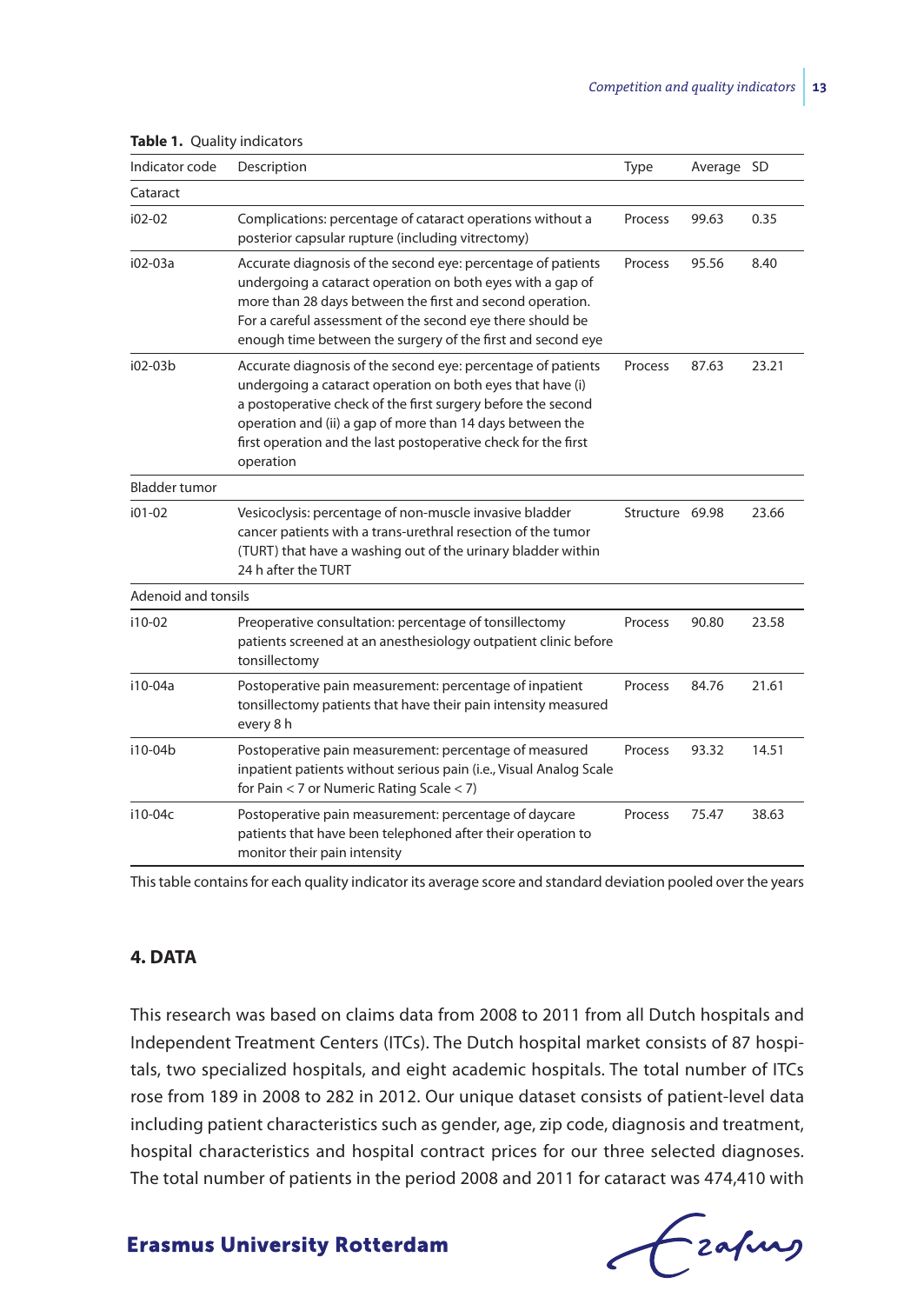**Table 1.** Quality indicators

| Indicator code | Description | Type | Average | SD |
|---|---|---|---|---|
| Cataract | | | | |
| i02-02 | Complications: percentage of cataract operations without a posterior capsular rupture (including vitrectomy) | Process | 99.63 | 0.35 |
| i02-03a | Accurate diagnosis of the second eye: percentage of patients undergoing a cataract operation on both eyes with a gap of more than 28 days between the first and second operation. For a careful assessment of the second eye there should be enough time between the surgery of the first and second eye | Process | 95.56 | 8.40 |
| i02-03b | Accurate diagnosis of the second eye: percentage of patients undergoing a cataract operation on both eyes that have (i) a postoperative check of the first surgery before the second operation and (ii) a gap of more than 14 days between the first operation and the last postoperative check for the first operation | Process | 87.63 | 23.21 |
| Bladder tumor | | | | |
| i01-02 | Vesicoclysis: percentage of non-muscle invasive bladder cancer patients with a trans-urethral resection of the tumor (TURT) that have a washing out of the urinary bladder within 24 h after the TURT | Structure | 69.98 | 23.66 |
| Adenoid and tonsils | | | | |
| i10-02 | Preoperative consultation: percentage of tonsillectomy patients screened at an anesthesiology outpatient clinic before tonsillectomy | Process | 90.80 | 23.58 |
| i10-04a | Postoperative pain measurement: percentage of inpatient tonsillectomy patients that have their pain intensity measured every 8 h | Process | 84.76 | 21.61 |
| i10-04b | Postoperative pain measurement: percentage of measured inpatient patients without serious pain (i.e., Visual Analog Scale for Pain < 7 or Numeric Rating Scale < 7) | Process | 93.32 | 14.51 |
| i10-04c | Postoperative pain measurement: percentage of daycare patients that have been telephoned after their operation to monitor their pain intensity | Process | 75.47 | 38.63 |

This table contains for each quality indicator its average score and standard deviation pooled over the years

## 4. DATA

This research was based on claims data from 2008 to 2011 from all Dutch hospitals and Independent Treatment Centers (ITCs). The Dutch hospital market consists of 87 hospitals, two specialized hospitals, and eight academic hospitals. The total number of ITCs rose from 189 in 2008 to 282 in 2012. Our unique dataset consists of patient-level data including patient characteristics such as gender, age, zip code, diagnosis and treatment, hospital characteristics and hospital contract prices for our three selected diagnoses. The total number of patients in the period 2008 and 2011 for cataract was 474,410 with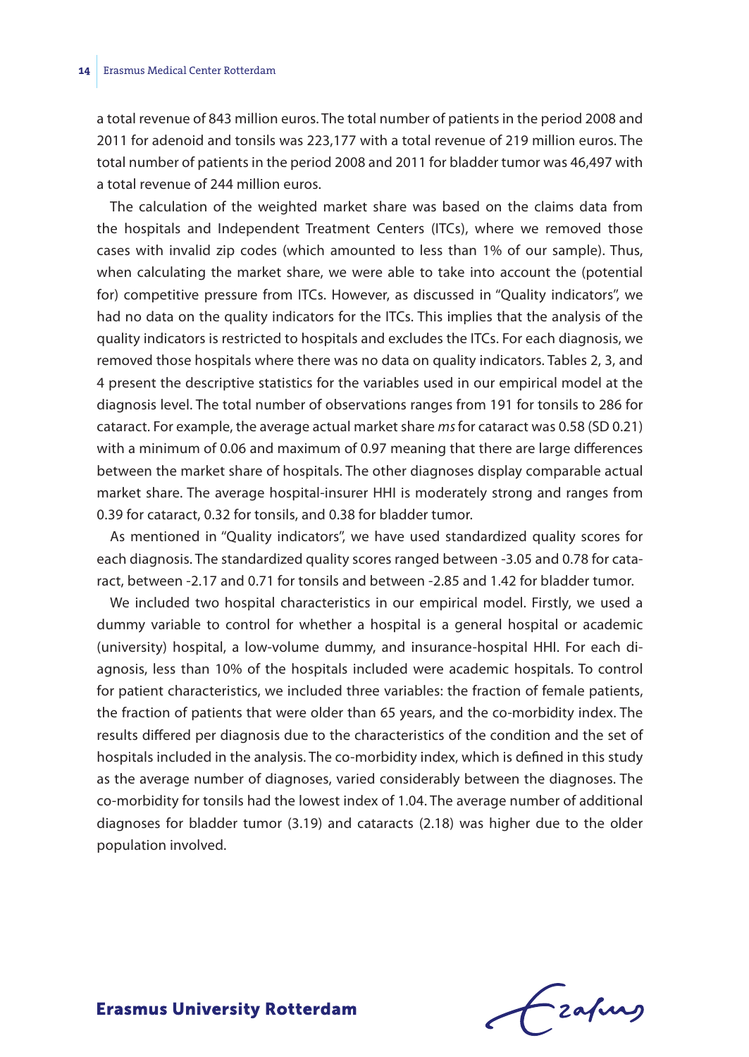a total revenue of 843 million euros. The total number of patients in the period 2008 and 2011 for adenoid and tonsils was 223,177 with a total revenue of 219 million euros. The total number of patients in the period 2008 and 2011 for bladder tumor was 46,497 with a total revenue of 244 million euros.

The calculation of the weighted market share was based on the claims data from the hospitals and Independent Treatment Centers (ITCs), where we removed those cases with invalid zip codes (which amounted to less than 1% of our sample). Thus, when calculating the market share, we were able to take into account the (potential for) competitive pressure from ITCs. However, as discussed in "Quality indicators", we had no data on the quality indicators for the ITCs. This implies that the analysis of the quality indicators is restricted to hospitals and excludes the ITCs. For each diagnosis, we removed those hospitals where there was no data on quality indicators. Tables 2, 3, and 4 present the descriptive statistics for the variables used in our empirical model at the diagnosis level. The total number of observations ranges from 191 for tonsils to 286 for cataract. For example, the average actual market share *ms* for cataract was 0.58 (SD 0.21) with a minimum of 0.06 and maximum of 0.97 meaning that there are large differences between the market share of hospitals. The other diagnoses display comparable actual market share. The average hospital-insurer HHI is moderately strong and ranges from 0.39 for cataract, 0.32 for tonsils, and 0.38 for bladder tumor.

As mentioned in "Quality indicators", we have used standardized quality scores for each diagnosis. The standardized quality scores ranged between -3.05 and 0.78 for cataract, between -2.17 and 0.71 for tonsils and between -2.85 and 1.42 for bladder tumor.

We included two hospital characteristics in our empirical model. Firstly, we used a dummy variable to control for whether a hospital is a general hospital or academic (university) hospital, a low-volume dummy, and insurance-hospital HHI. For each diagnosis, less than 10% of the hospitals included were academic hospitals. To control for patient characteristics, we included three variables: the fraction of female patients, the fraction of patients that were older than 65 years, and the co-morbidity index. The results differed per diagnosis due to the characteristics of the condition and the set of hospitals included in the analysis. The co-morbidity index, which is defined in this study as the average number of diagnoses, varied considerably between the diagnoses. The co-morbidity for tonsils had the lowest index of 1.04. The average number of additional diagnoses for bladder tumor (3.19) and cataracts (2.18) was higher due to the older population involved.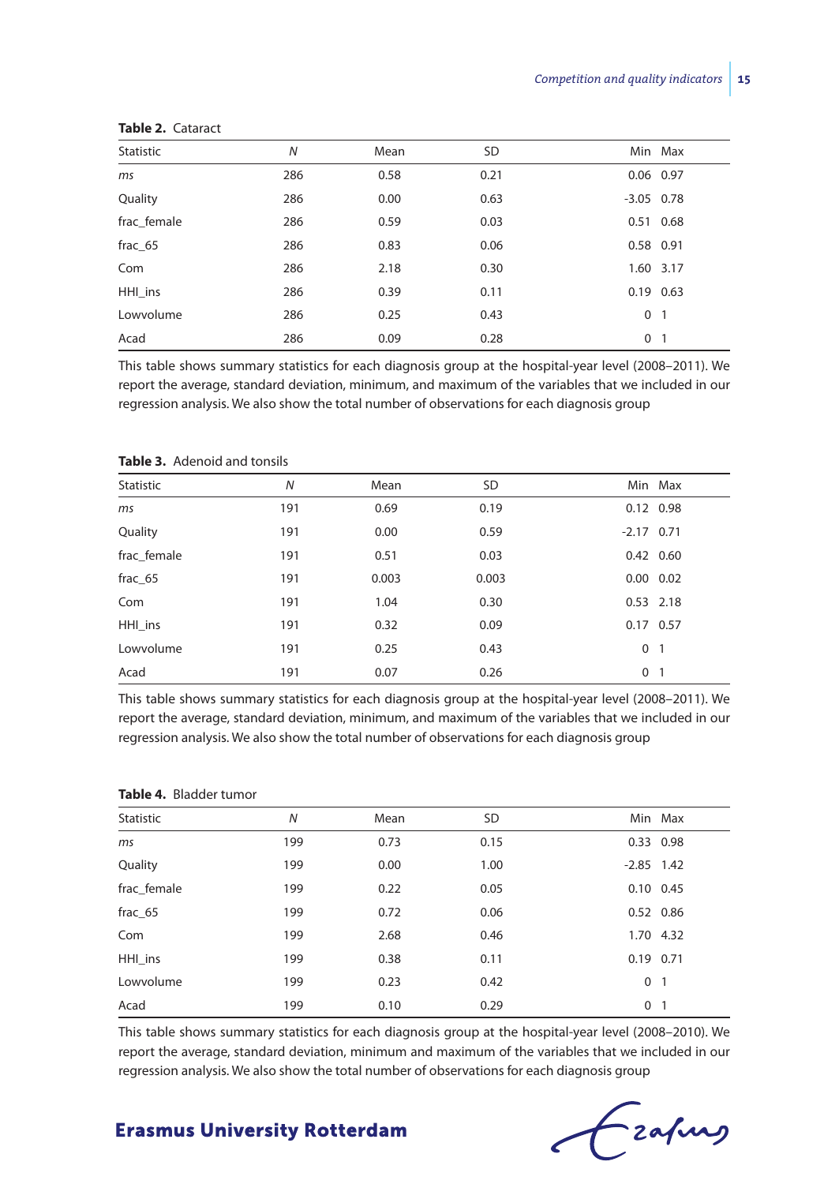**Table 2.** Cataract

| Statistic | *N* | Mean | SD | Min | Max |
|---|---|---|---|---|---|
| *ms* | 286 | 0.58 | 0.21 | 0.06 | 0.97 |
| Quality | 286 | 0.00 | 0.63 | -3.05 | 0.78 |
| frac_female | 286 | 0.59 | 0.03 | 0.51 | 0.68 |
| frac_65 | 286 | 0.83 | 0.06 | 0.58 | 0.91 |
| Com | 286 | 2.18 | 0.30 | 1.60 | 3.17 |
| HHI_ins | 286 | 0.39 | 0.11 | 0.19 | 0.63 |
| Lowvolume | 286 | 0.25 | 0.43 | 0 | 1 |
| Acad | 286 | 0.09 | 0.28 | 0 | 1 |

This table shows summary statistics for each diagnosis group at the hospital-year level (2008–2011). We report the average, standard deviation, minimum, and maximum of the variables that we included in our regression analysis. We also show the total number of observations for each diagnosis group

**Table 3.** Adenoid and tonsils

| Statistic | *N* | Mean | SD | Min | Max |
|---|---|---|---|---|---|
| *ms* | 191 | 0.69 | 0.19 | 0.12 | 0.98 |
| Quality | 191 | 0.00 | 0.59 | -2.17 | 0.71 |
| frac_female | 191 | 0.51 | 0.03 | 0.42 | 0.60 |
| frac_65 | 191 | 0.003 | 0.003 | 0.00 | 0.02 |
| Com | 191 | 1.04 | 0.30 | 0.53 | 2.18 |
| HHI_ins | 191 | 0.32 | 0.09 | 0.17 | 0.57 |
| Lowvolume | 191 | 0.25 | 0.43 | 0 | 1 |
| Acad | 191 | 0.07 | 0.26 | 0 | 1 |

This table shows summary statistics for each diagnosis group at the hospital-year level (2008–2011). We report the average, standard deviation, minimum, and maximum of the variables that we included in our regression analysis. We also show the total number of observations for each diagnosis group

**Table 4.** Bladder tumor

| Statistic | *N* | Mean | SD | Min | Max |
|---|---|---|---|---|---|
| *ms* | 199 | 0.73 | 0.15 | 0.33 | 0.98 |
| Quality | 199 | 0.00 | 1.00 | -2.85 | 1.42 |
| frac_female | 199 | 0.22 | 0.05 | 0.10 | 0.45 |
| frac_65 | 199 | 0.72 | 0.06 | 0.52 | 0.86 |
| Com | 199 | 2.68 | 0.46 | 1.70 | 4.32 |
| HHI_ins | 199 | 0.38 | 0.11 | 0.19 | 0.71 |
| Lowvolume | 199 | 0.23 | 0.42 | 0 | 1 |
| Acad | 199 | 0.10 | 0.29 | 0 | 1 |

This table shows summary statistics for each diagnosis group at the hospital-year level (2008–2010). We report the average, standard deviation, minimum and maximum of the variables that we included in our regression analysis. We also show the total number of observations for each diagnosis group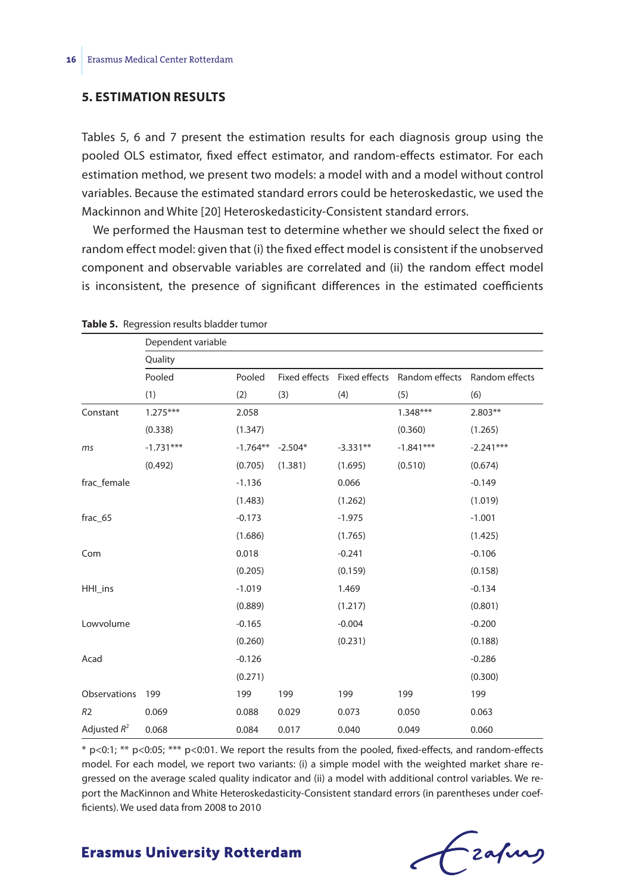## 5. ESTIMATION RESULTS

Tables 5, 6 and 7 present the estimation results for each diagnosis group using the pooled OLS estimator, fixed effect estimator, and random-effects estimator. For each estimation method, we present two models: a model with and a model without control variables. Because the estimated standard errors could be heteroskedastic, we used the Mackinnon and White [20] Heteroskedasticity-Consistent standard errors.

We performed the Hausman test to determine whether we should select the fixed or random effect model: given that (i) the fixed effect model is consistent if the unobserved component and observable variables are correlated and (ii) the random effect model is inconsistent, the presence of significant differences in the estimated coefficients

**Table 5.** Regression results bladder tumor

| | Dependent variable | | | | | |
|---|---|---|---|---|---|---|
| | Quality | | | | | |
| | Pooled | Pooled | Fixed effects | Fixed effects | Random effects | Random effects |
| | (1) | (2) | (3) | (4) | (5) | (6) |
| Constant | 1.275*** | 2.058 | | | 1.348*** | 2.803** |
| | (0.338) | (1.347) | | | (0.360) | (1.265) |
| *ms* | -1.731*** | -1.764** | -2.504* | -3.331** | -1.841*** | -2.241*** |
| | (0.492) | (0.705) | (1.381) | (1.695) | (0.510) | (0.674) |
| frac_female | | -1.136 | | 0.066 | | -0.149 |
| | | (1.483) | | (1.262) | | (1.019) |
| frac_65 | | -0.173 | | -1.975 | | -1.001 |
| | | (1.686) | | (1.765) | | (1.425) |
| Com | | 0.018 | | -0.241 | | -0.106 |
| | | (0.205) | | (0.159) | | (0.158) |
| HHI_ins | | -1.019 | | 1.469 | | -0.134 |
| | | (0.889) | | (1.217) | | (0.801) |
| Lowvolume | | -0.165 | | -0.004 | | -0.200 |
| | | (0.260) | | (0.231) | | (0.188) |
| Acad | | -0.126 | | | | -0.286 |
| | | (0.271) | | | | (0.300) |
| Observations | 199 | 199 | 199 | 199 | 199 | 199 |
| $R2$ | 0.069 | 0.088 | 0.029 | 0.073 | 0.050 | 0.063 |
| Adjusted $R^2$ | 0.068 | 0.084 | 0.017 | 0.040 | 0.049 | 0.060 |

* p<0:1; ** p<0:05; *** p<0:01. We report the results from the pooled, fixed-effects, and random-effects model. For each model, we report two variants: (i) a simple model with the weighted market share regressed on the average scaled quality indicator and (ii) a model with additional control variables. We report the MacKinnon and White Heteroskedasticity-Consistent standard errors (in parentheses under coefficients). We used data from 2008 to 2010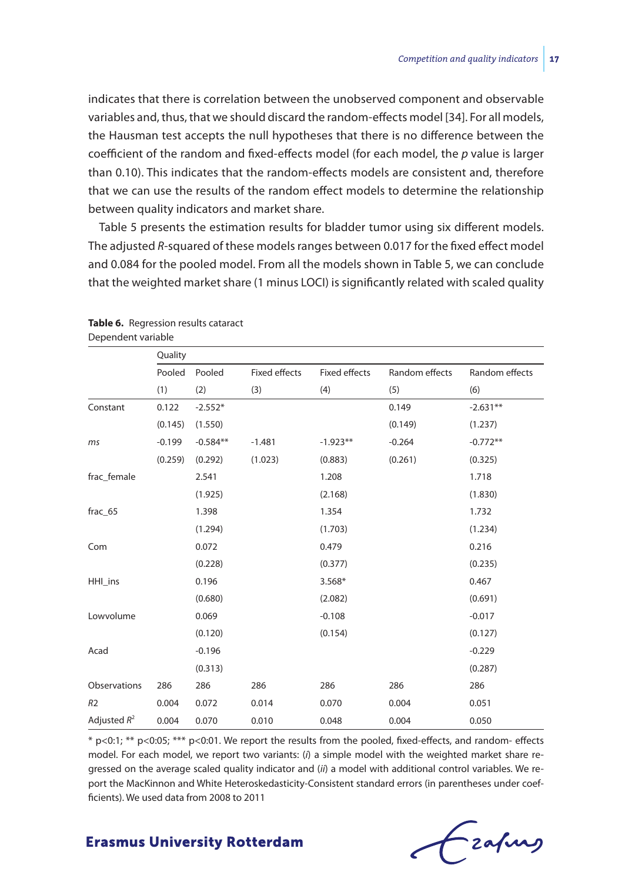indicates that there is correlation between the unobserved component and observable variables and, thus, that we should discard the random-effects model [34]. For all models, the Hausman test accepts the null hypotheses that there is no difference between the coefficient of the random and fixed-effects model (for each model, the *p* value is larger than 0.10). This indicates that the random-effects models are consistent and, therefore that we can use the results of the random effect models to determine the relationship between quality indicators and market share.

Table 5 presents the estimation results for bladder tumor using six different models. The adjusted $R$-squared of these models ranges between 0.017 for the fixed effect model and 0.084 for the pooled model. From all the models shown in Table 5, we can conclude that the weighted market share (1 minus LOCI) is significantly related with scaled quality

**Table 6.** Regression results cataract

Dependent variable

| | Quality | | | | | |
|---|---|---|---|---|---|---|
| | Pooled | Pooled | Fixed effects | Fixed effects | Random effects | Random effects |
| | (1) | (2) | (3) | (4) | (5) | (6) |
| Constant | 0.122 | -2.552* | | | 0.149 | -2.631** |
| | (0.145) | (1.550) | | | (0.149) | (1.237) |
| *ms* | -0.199 | -0.584** | -1.481 | -1.923** | -0.264 | -0.772** |
| | (0.259) | (0.292) | (1.023) | (0.883) | (0.261) | (0.325) |
| frac_female | | 2.541 | | 1.208 | | 1.718 |
| | | (1.925) | | (2.168) | | (1.830) |
| frac_65 | | 1.398 | | 1.354 | | 1.732 |
| | | (1.294) | | (1.703) | | (1.234) |
| Com | | 0.072 | | 0.479 | | 0.216 |
| | | (0.228) | | (0.377) | | (0.235) |
| HHI_ins | | 0.196 | | 3.568* | | 0.467 |
| | | (0.680) | | (2.082) | | (0.691) |
| Lowvolume | | 0.069 | | -0.108 | | -0.017 |
| | | (0.120) | | (0.154) | | (0.127) |
| Acad | | -0.196 | | | | -0.229 |
| | | (0.313) | | | | (0.287) |
| Observations | 286 | 286 | 286 | 286 | 286 | 286 |
| *R2* | 0.004 | 0.072 | 0.014 | 0.070 | 0.004 | 0.051 |
| Adjusted $R^2$ | 0.004 | 0.070 | 0.010 | 0.048 | 0.004 | 0.050 |

* p<0:1; ** p<0:05; *** p<0:01. We report the results from the pooled, fixed-effects, and random- effects model. For each model, we report two variants: (*i*) a simple model with the weighted market share regressed on the average scaled quality indicator and (*ii*) a model with additional control variables. We report the MacKinnon and White Heteroskedasticity-Consistent standard errors (in parentheses under coefficients). We used data from 2008 to 2011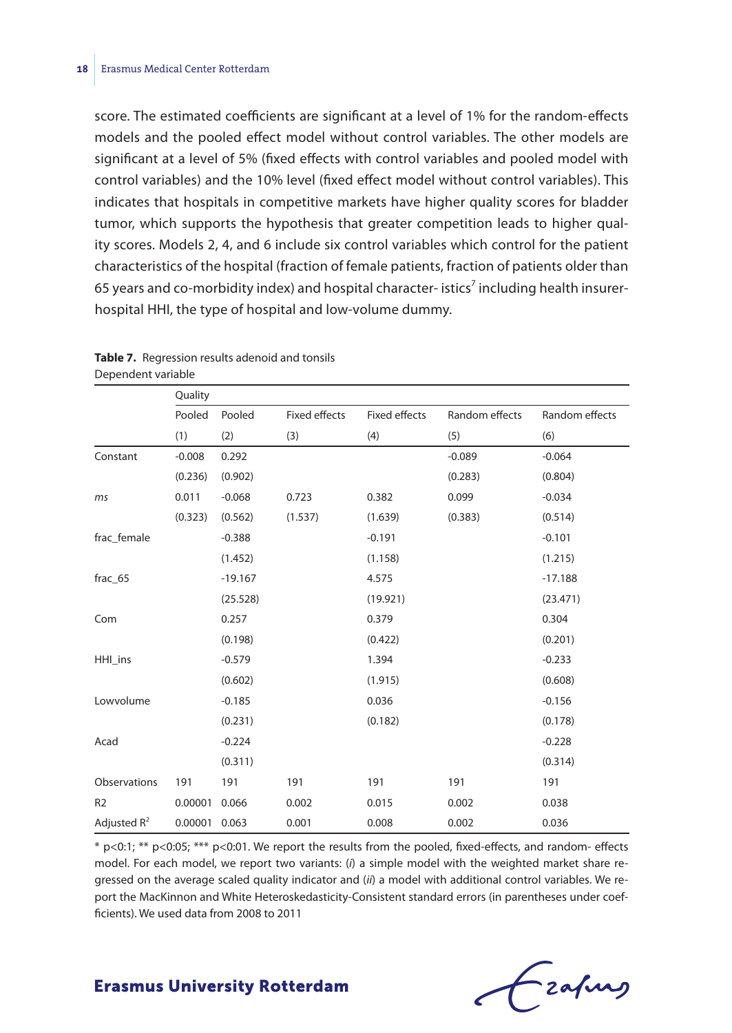score. The estimated coefficients are significant at a level of 1% for the random-effects models and the pooled effect model without control variables. The other models are significant at a level of 5% (fixed effects with control variables and pooled model with control variables) and the 10% level (fixed effect model without control variables). This indicates that hospitals in competitive markets have higher quality scores for bladder tumor, which supports the hypothesis that greater competition leads to higher quality scores. Models 2, 4, and 6 include six control variables which control for the patient characteristics of the hospital (fraction of female patients, fraction of patients older than 65 years and co-morbidity index) and hospital character- istics[7] including health insurer-hospital HHI, the type of hospital and low-volume dummy.

**Table 7.** Regression results adenoid and tonsils

| Dependent variable | | | | | | |
|---|---|---|---|---|---|---|
| | Quality | | | | | |
| | Pooled | Pooled | Fixed effects | Fixed effects | Random effects | Random effects |
| | (1) | (2) | (3) | (4) | (5) | (6) |
| Constant | -0.008 | 0.292 | | | -0.089 | -0.064 |
| | (0.236) | (0.902) | | | (0.283) | (0.804) |
| *ms* | 0.011 | -0.068 | 0.723 | 0.382 | 0.099 | -0.034 |
| | (0.323) | (0.562) | (1.537) | (1.639) | (0.383) | (0.514) |
| frac_female | | -0.388 | | -0.191 | | -0.101 |
| | | (1.452) | | (1.158) | | (1.215) |
| frac_65 | | -19.167 | | 4.575 | | -17.188 |
| | | (25.528) | | (19.921) | | (23.471) |
| Com | | 0.257 | | 0.379 | | 0.304 |
| | | (0.198) | | (0.422) | | (0.201) |
| HHI_ins | | -0.579 | | 1.394 | | -0.233 |
| | | (0.602) | | (1.915) | | (0.608) |
| Lowvolume | | -0.185 | | 0.036 | | -0.156 |
| | | (0.231) | | (0.182) | | (0.178) |
| Acad | | -0.224 | | | | -0.228 |
| | | (0.311) | | | | (0.314) |
| Observations | 191 | 191 | 191 | 191 | 191 | 191 |
| R2 | 0.00001 | 0.066 | 0.002 | 0.015 | 0.002 | 0.038 |
| Adjusted $R^2$ | 0.00001 | 0.063 | 0.001 | 0.008 | 0.002 | 0.036 |

* p<0:1; ** p<0:05; *** p<0:01. We report the results from the pooled, fixed-effects, and random- effects model. For each model, we report two variants: (*i*) a simple model with the weighted market share regressed on the average scaled quality indicator and (*ii*) a model with additional control variables. We report the MacKinnon and White Heteroskedasticity-Consistent standard errors (in parentheses under coefficients). We used data from 2008 to 2011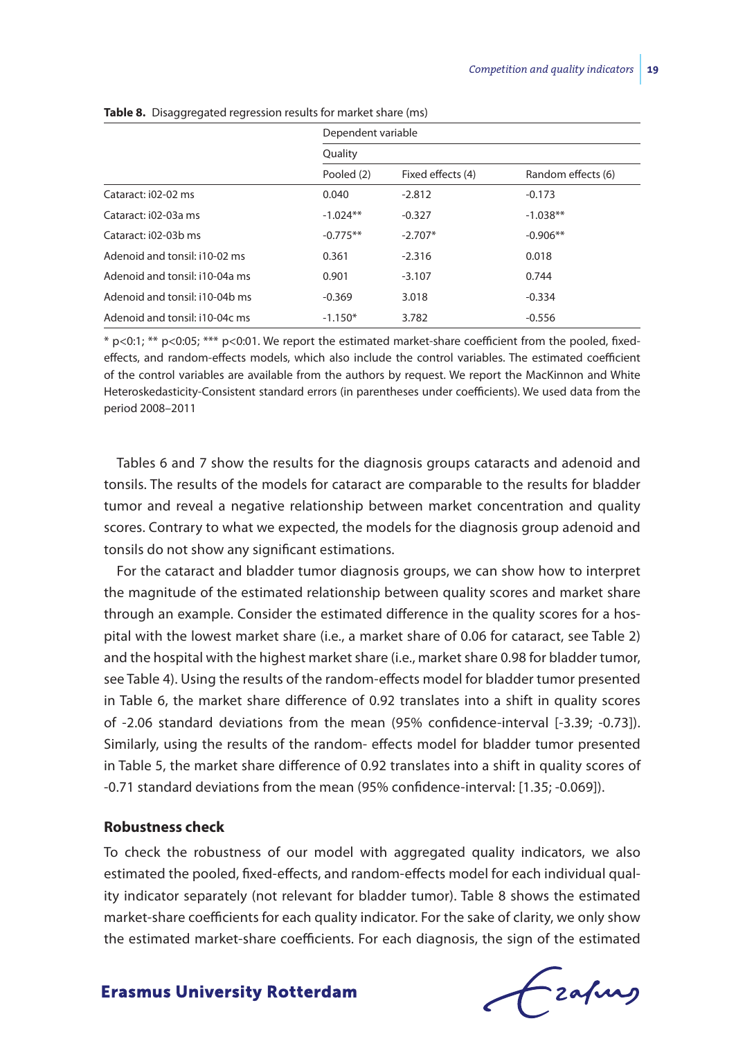**Table 8.** Disaggregated regression results for market share (ms)

| | Dependent variable | | |
|---|---|---|---|
| | Quality | | |
| | Pooled (2) | Fixed effects (4) | Random effects (6) |
| Cataract: i02-02 ms | 0.040 | -2.812 | -0.173 |
| Cataract: i02-03a ms | -1.024** | -0.327 | -1.038** |
| Cataract: i02-03b ms | -0.775** | -2.707* | -0.906** |
| Adenoid and tonsil: i10-02 ms | 0.361 | -2.316 | 0.018 |
| Adenoid and tonsil: i10-04a ms | 0.901 | -3.107 | 0.744 |
| Adenoid and tonsil: i10-04b ms | -0.369 | 3.018 | -0.334 |
| Adenoid and tonsil: i10-04c ms | -1.150* | 3.782 | -0.556 |

* p<0:1; ** p<0:05; *** p<0:01. We report the estimated market-share coefficient from the pooled, fixed-effects, and random-effects models, which also include the control variables. The estimated coefficient of the control variables are available from the authors by request. We report the MacKinnon and White Heteroskedasticity-Consistent standard errors (in parentheses under coefficients). We used data from the period 2008–2011

Tables 6 and 7 show the results for the diagnosis groups cataracts and adenoid and tonsils. The results of the models for cataract are comparable to the results for bladder tumor and reveal a negative relationship between market concentration and quality scores. Contrary to what we expected, the models for the diagnosis group adenoid and tonsils do not show any significant estimations.

For the cataract and bladder tumor diagnosis groups, we can show how to interpret the magnitude of the estimated relationship between quality scores and market share through an example. Consider the estimated difference in the quality scores for a hospital with the lowest market share (i.e., a market share of 0.06 for cataract, see Table 2) and the hospital with the highest market share (i.e., market share 0.98 for bladder tumor, see Table 4). Using the results of the random-effects model for bladder tumor presented in Table 6, the market share difference of 0.92 translates into a shift in quality scores of -2.06 standard deviations from the mean (95% confidence-interval [-3.39; -0.73]). Similarly, using the results of the random- effects model for bladder tumor presented in Table 5, the market share difference of 0.92 translates into a shift in quality scores of -0.71 standard deviations from the mean (95% confidence-interval: [1.35; -0.069]).

## Robustness check

To check the robustness of our model with aggregated quality indicators, we also estimated the pooled, fixed-effects, and random-effects model for each individual quality indicator separately (not relevant for bladder tumor). Table 8 shows the estimated market-share coefficients for each quality indicator. For the sake of clarity, we only show the estimated market-share coefficients. For each diagnosis, the sign of the estimated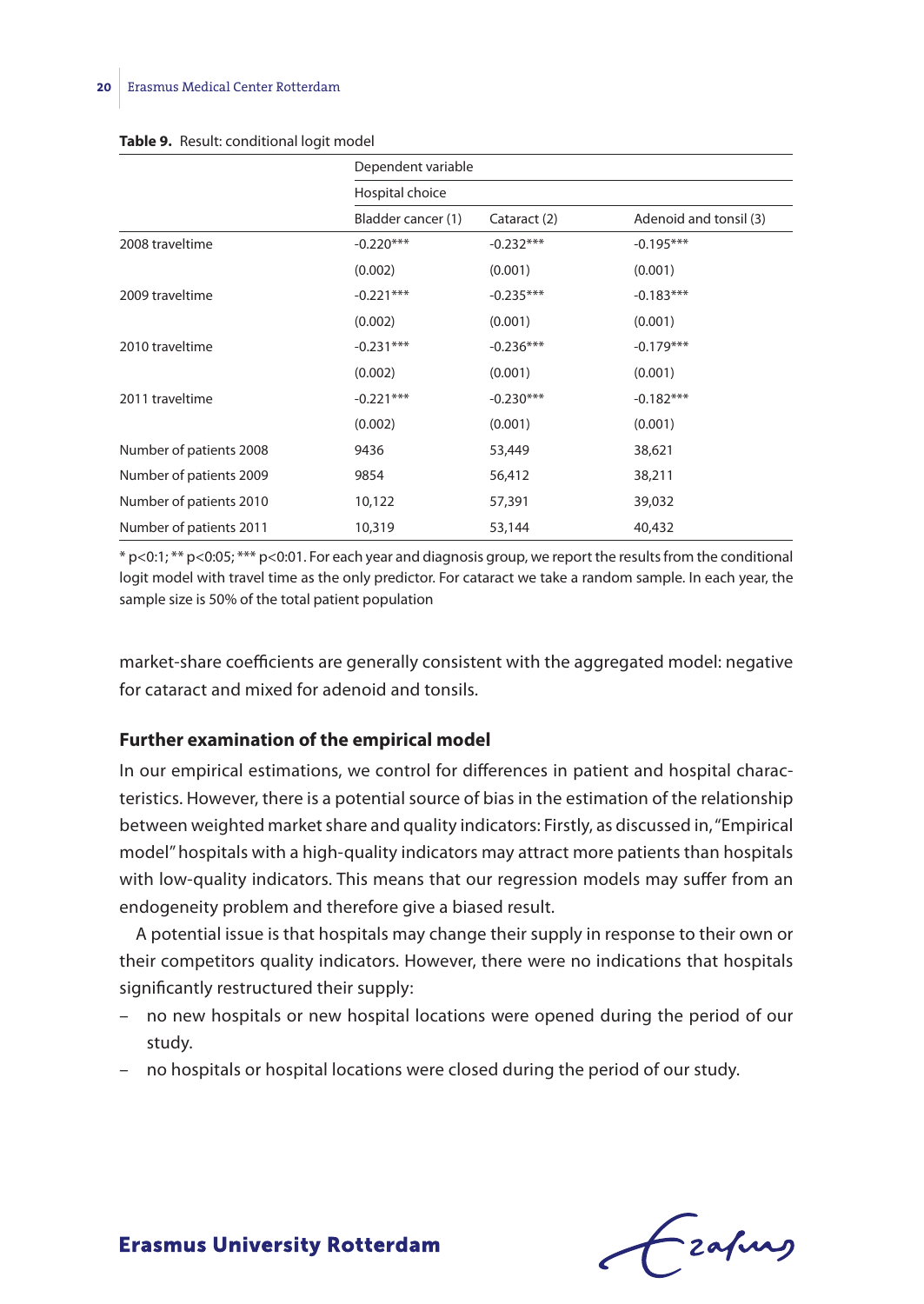**Table 9.** Result: conditional logit model

| | Dependent variable | | |
|---|---|---|---|
| | Hospital choice | | |
| | Bladder cancer (1) | Cataract (2) | Adenoid and tonsil (3) |
| 2008 traveltime | -0.220*** | -0.232*** | -0.195*** |
| | (0.002) | (0.001) | (0.001) |
| 2009 traveltime | -0.221*** | -0.235*** | -0.183*** |
| | (0.002) | (0.001) | (0.001) |
| 2010 traveltime | -0.231*** | -0.236*** | -0.179*** |
| | (0.002) | (0.001) | (0.001) |
| 2011 traveltime | -0.221*** | -0.230*** | -0.182*** |
| | (0.002) | (0.001) | (0.001) |
| Number of patients 2008 | 9436 | 53,449 | 38,621 |
| Number of patients 2009 | 9854 | 56,412 | 38,211 |
| Number of patients 2010 | 10,122 | 57,391 | 39,032 |
| Number of patients 2011 | 10,319 | 53,144 | 40,432 |

* p<0:1; ** p<0:05; *** p<0:01. For each year and diagnosis group, we report the results from the conditional logit model with travel time as the only predictor. For cataract we take a random sample. In each year, the sample size is 50% of the total patient population

market-share coefficients are generally consistent with the aggregated model: negative for cataract and mixed for adenoid and tonsils.

### Further examination of the empirical model

In our empirical estimations, we control for differences in patient and hospital characteristics. However, there is a potential source of bias in the estimation of the relationship between weighted market share and quality indicators: Firstly, as discussed in, "Empirical model" hospitals with a high-quality indicators may attract more patients than hospitals with low-quality indicators. This means that our regression models may suffer from an endogeneity problem and therefore give a biased result.

A potential issue is that hospitals may change their supply in response to their own or their competitors quality indicators. However, there were no indications that hospitals significantly restructured their supply:

- no new hospitals or new hospital locations were opened during the period of our study.
- no hospitals or hospital locations were closed during the period of our study.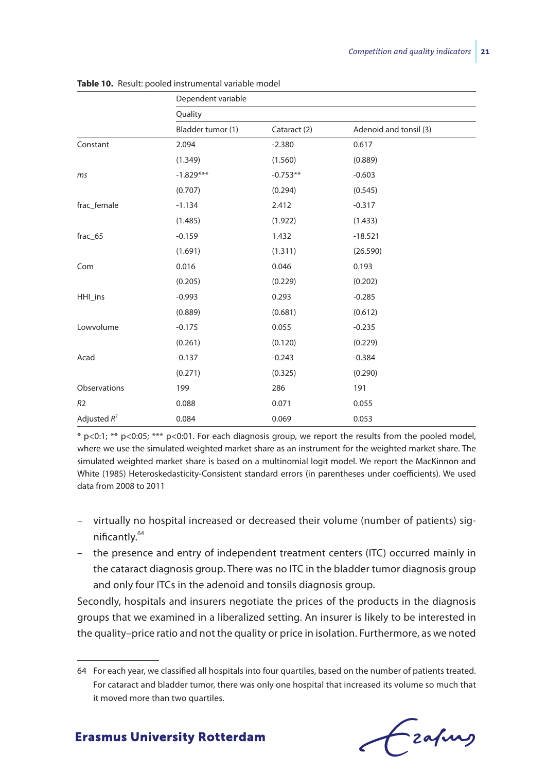**Table 10.** Result: pooled instrumental variable model

| | Dependent variable | | |
|---|---|---|---|
| | Quality | | |
| | Bladder tumor (1) | Cataract (2) | Adenoid and tonsil (3) |
| Constant | 2.094 | -2.380 | 0.617 |
| | (1.349) | (1.560) | (0.889) |
| *ms* | -1.829*** | -0.753** | -0.603 |
| | (0.707) | (0.294) | (0.545) |
| frac_female | -1.134 | 2.412 | -0.317 |
| | (1.485) | (1.922) | (1.433) |
| frac_65 | -0.159 | 1.432 | -18.521 |
| | (1.691) | (1.311) | (26.590) |
| Com | 0.016 | 0.046 | 0.193 |
| | (0.205) | (0.229) | (0.202) |
| HHI_ins | -0.993 | 0.293 | -0.285 |
| | (0.889) | (0.681) | (0.612) |
| Lowvolume | -0.175 | 0.055 | -0.235 |
| | (0.261) | (0.120) | (0.229) |
| Acad | -0.137 | -0.243 | -0.384 |
| | (0.271) | (0.325) | (0.290) |
| Observations | 199 | 286 | 191 |
| *R2* | 0.088 | 0.071 | 0.055 |
| Adjusted $R^2$ | 0.084 | 0.069 | 0.053 |

* p<0:1; ** p<0:05; *** p<0:01. For each diagnosis group, we report the results from the pooled model, where we use the simulated weighted market share as an instrument for the weighted market share. The simulated weighted market share is based on a multinomial logit model. We report the MacKinnon and White (1985) Heteroskedasticity-Consistent standard errors (in parentheses under coefficients). We used data from 2008 to 2011

- virtually no hospital increased or decreased their volume (number of patients) significantly.[64]
- the presence and entry of independent treatment centers (ITC) occurred mainly in the cataract diagnosis group. There was no ITC in the bladder tumor diagnosis group and only four ITCs in the adenoid and tonsils diagnosis group.

Secondly, hospitals and insurers negotiate the prices of the products in the diagnosis groups that we examined in a liberalized setting. An insurer is likely to be interested in the quality–price ratio and not the quality or price in isolation. Furthermore, as we noted

64 For each year, we classified all hospitals into four quartiles, based on the number of patients treated. For cataract and bladder tumor, there was only one hospital that increased its volume so much that it moved more than two quartiles.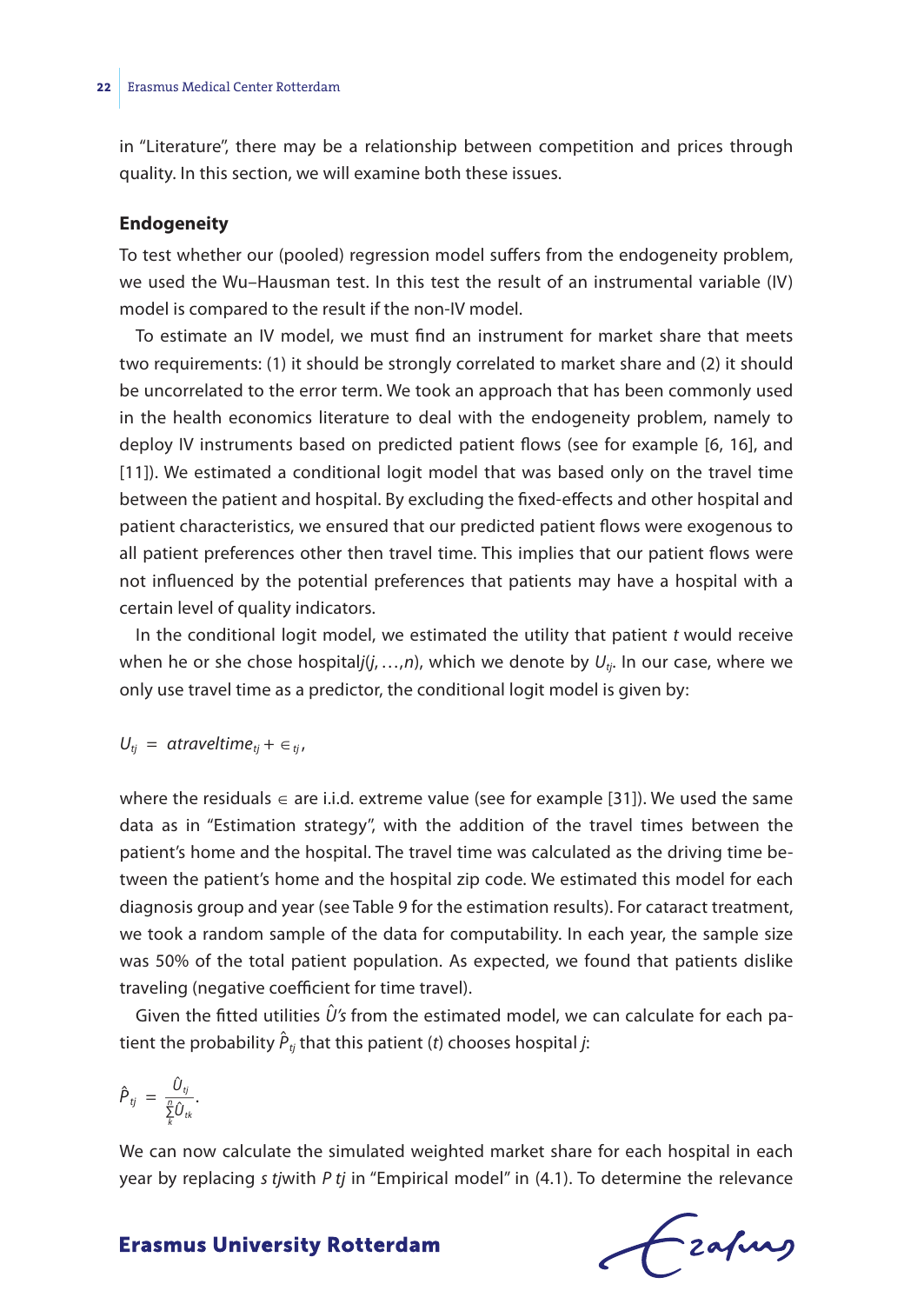in "Literature", there may be a relationship between competition and prices through quality. In this section, we will examine both these issues.

### Endogeneity

To test whether our (pooled) regression model suffers from the endogeneity problem, we used the Wu–Hausman test. In this test the result of an instrumental variable (IV) model is compared to the result if the non-IV model.

To estimate an IV model, we must find an instrument for market share that meets two requirements: (1) it should be strongly correlated to market share and (2) it should be uncorrelated to the error term. We took an approach that has been commonly used in the health economics literature to deal with the endogeneity problem, namely to deploy IV instruments based on predicted patient flows (see for example [6, 16], and [11]). We estimated a conditional logit model that was based only on the travel time between the patient and hospital. By excluding the fixed-effects and other hospital and patient characteristics, we ensured that our predicted patient flows were exogenous to all patient preferences other then travel time. This implies that our patient flows were not influenced by the potential preferences that patients may have a hospital with a certain level of quality indicators.

In the conditional logit model, we estimated the utility that patient $t$ would receive when he or she chose hospital$j(j,\ldots,n)$, which we denote by $U_{tj}$. In our case, where we only use travel time as a predictor, the conditional logit model is given by:

$$U_{tj} = a traveltime_{tj} + \in_{tj},$$

where the residuals $\in$ are i.i.d. extreme value (see for example [31]). We used the same data as in "Estimation strategy", with the addition of the travel times between the patient's home and the hospital. The travel time was calculated as the driving time between the patient's home and the hospital zip code. We estimated this model for each diagnosis group and year (see Table 9 for the estimation results). For cataract treatment, we took a random sample of the data for computability. In each year, the sample size was 50% of the total patient population. As expected, we found that patients dislike traveling (negative coefficient for time travel).

Given the fitted utilities $\hat{U}$'s from the estimated model, we can calculate for each patient the probability $\hat{P}_{tj}$ that this patient ($t$) chooses hospital $j$:

$$\hat{P}_{tj} = \frac{\hat{U}_{tj}}{\sum_{k}^{n} \hat{U}_{tk}}.$$

We can now calculate the simulated weighted market share for each hospital in each year by replacing $s\ tj$with $P\ tj$ in "Empirical model" in (4.1). To determine the relevance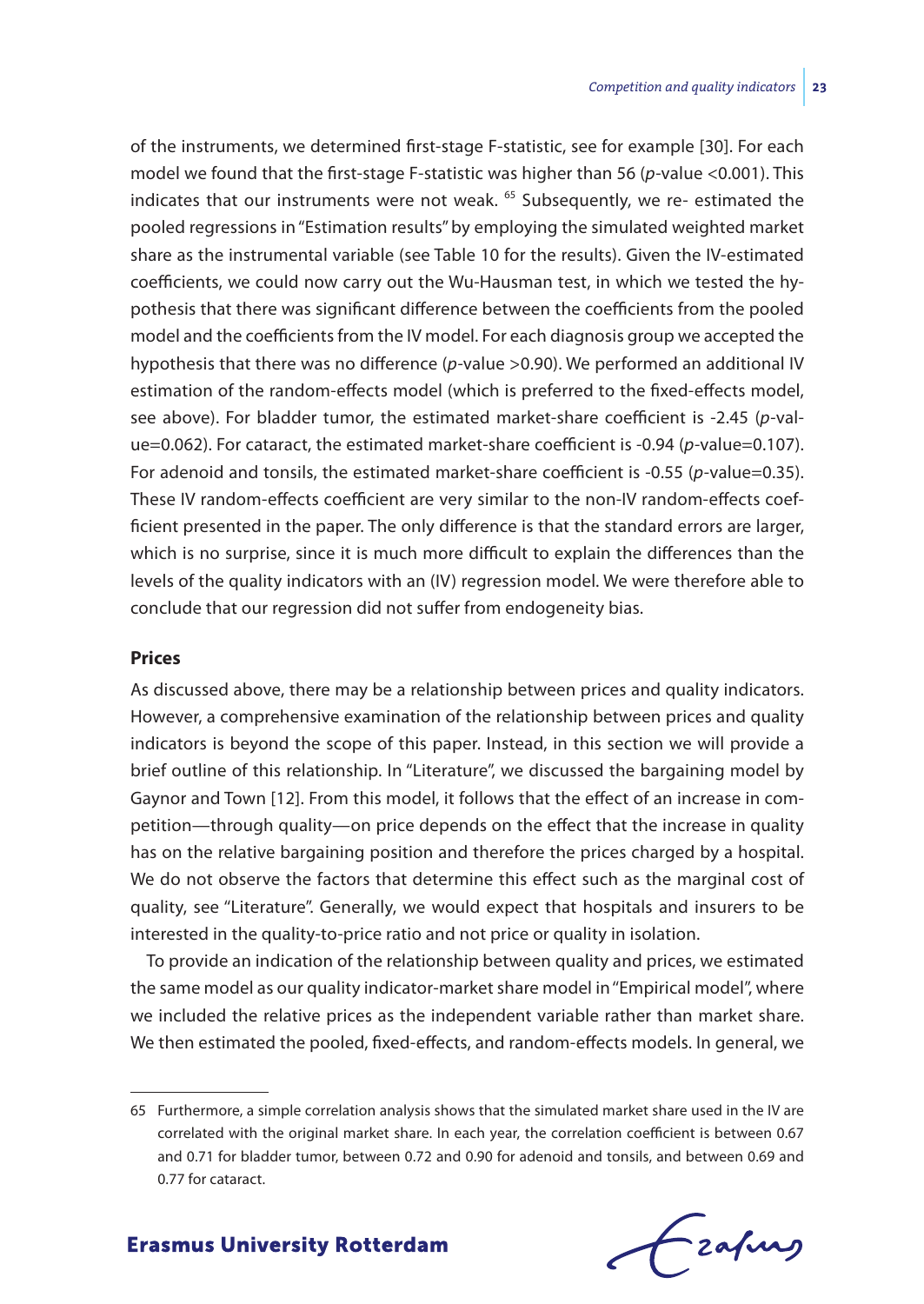of the instruments, we determined first-stage F-statistic, see for example [30]. For each model we found that the first-stage F-statistic was higher than 56 ($p$-value <0.001). This indicates that our instruments were not weak. [65] Subsequently, we re- estimated the pooled regressions in "Estimation results" by employing the simulated weighted market share as the instrumental variable (see Table 10 for the results). Given the IV-estimated coefficients, we could now carry out the Wu-Hausman test, in which we tested the hypothesis that there was significant difference between the coefficients from the pooled model and the coefficients from the IV model. For each diagnosis group we accepted the hypothesis that there was no difference ($p$-value >0.90). We performed an additional IV estimation of the random-effects model (which is preferred to the fixed-effects model, see above). For bladder tumor, the estimated market-share coefficient is -2.45 ($p$-value=0.062). For cataract, the estimated market-share coefficient is -0.94 ($p$-value=0.107). For adenoid and tonsils, the estimated market-share coefficient is -0.55 ($p$-value=0.35). These IV random-effects coefficient are very similar to the non-IV random-effects coefficient presented in the paper. The only difference is that the standard errors are larger, which is no surprise, since it is much more difficult to explain the differences than the levels of the quality indicators with an (IV) regression model. We were therefore able to conclude that our regression did not suffer from endogeneity bias.

### Prices

As discussed above, there may be a relationship between prices and quality indicators. However, a comprehensive examination of the relationship between prices and quality indicators is beyond the scope of this paper. Instead, in this section we will provide a brief outline of this relationship. In "Literature", we discussed the bargaining model by Gaynor and Town [12]. From this model, it follows that the effect of an increase in competition—through quality—on price depends on the effect that the increase in quality has on the relative bargaining position and therefore the prices charged by a hospital. We do not observe the factors that determine this effect such as the marginal cost of quality, see "Literature". Generally, we would expect that hospitals and insurers to be interested in the quality-to-price ratio and not price or quality in isolation.

To provide an indication of the relationship between quality and prices, we estimated the same model as our quality indicator-market share model in "Empirical model", where we included the relative prices as the independent variable rather than market share. We then estimated the pooled, fixed-effects, and random-effects models. In general, we

---

65 Furthermore, a simple correlation analysis shows that the simulated market share used in the IV are correlated with the original market share. In each year, the correlation coefficient is between 0.67 and 0.71 for bladder tumor, between 0.72 and 0.90 for adenoid and tonsils, and between 0.69 and 0.77 for cataract.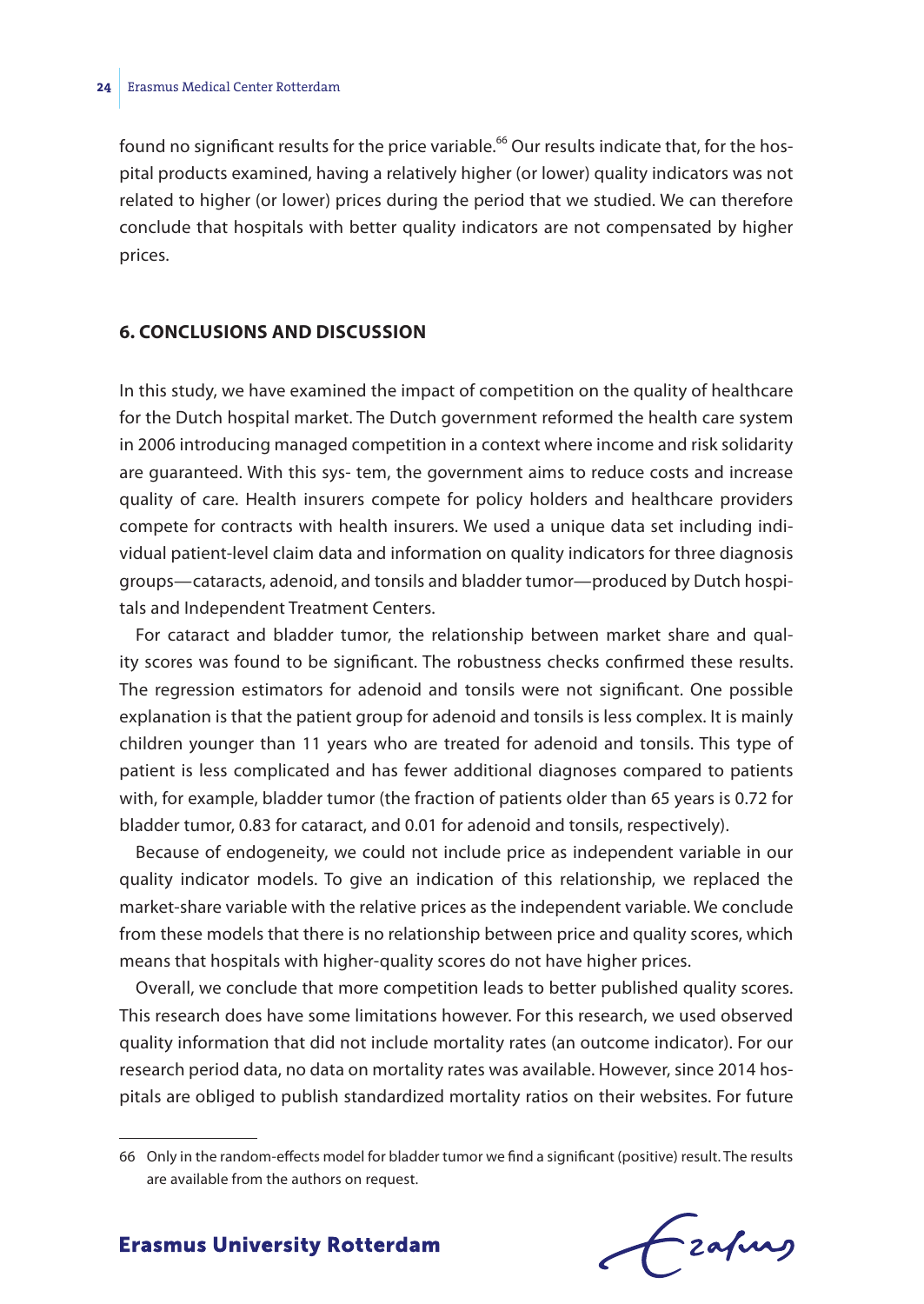found no significant results for the price variable.[66] Our results indicate that, for the hospital products examined, having a relatively higher (or lower) quality indicators was not related to higher (or lower) prices during the period that we studied. We can therefore conclude that hospitals with better quality indicators are not compensated by higher prices.

## 6. CONCLUSIONS AND DISCUSSION

In this study, we have examined the impact of competition on the quality of healthcare for the Dutch hospital market. The Dutch government reformed the health care system in 2006 introducing managed competition in a context where income and risk solidarity are guaranteed. With this sys- tem, the government aims to reduce costs and increase quality of care. Health insurers compete for policy holders and healthcare providers compete for contracts with health insurers. We used a unique data set including individual patient-level claim data and information on quality indicators for three diagnosis groups—cataracts, adenoid, and tonsils and bladder tumor—produced by Dutch hospitals and Independent Treatment Centers.

For cataract and bladder tumor, the relationship between market share and quality scores was found to be significant. The robustness checks confirmed these results. The regression estimators for adenoid and tonsils were not significant. One possible explanation is that the patient group for adenoid and tonsils is less complex. It is mainly children younger than 11 years who are treated for adenoid and tonsils. This type of patient is less complicated and has fewer additional diagnoses compared to patients with, for example, bladder tumor (the fraction of patients older than 65 years is 0.72 for bladder tumor, 0.83 for cataract, and 0.01 for adenoid and tonsils, respectively).

Because of endogeneity, we could not include price as independent variable in our quality indicator models. To give an indication of this relationship, we replaced the market-share variable with the relative prices as the independent variable. We conclude from these models that there is no relationship between price and quality scores, which means that hospitals with higher-quality scores do not have higher prices.

Overall, we conclude that more competition leads to better published quality scores. This research does have some limitations however. For this research, we used observed quality information that did not include mortality rates (an outcome indicator). For our research period data, no data on mortality rates was available. However, since 2014 hospitals are obliged to publish standardized mortality ratios on their websites. For future

---

66 Only in the random-effects model for bladder tumor we find a significant (positive) result. The results are available from the authors on request.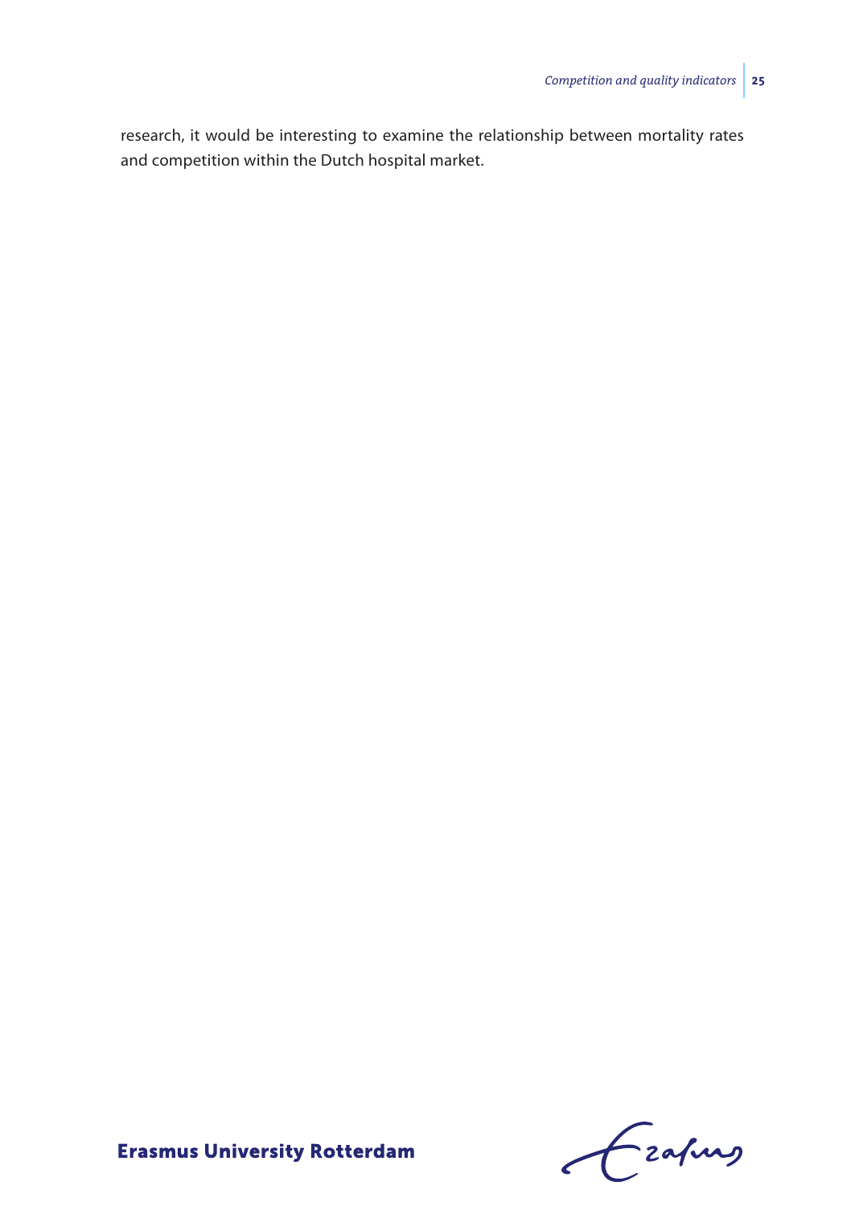research, it would be interesting to examine the relationship between mortality rates and competition within the Dutch hospital market.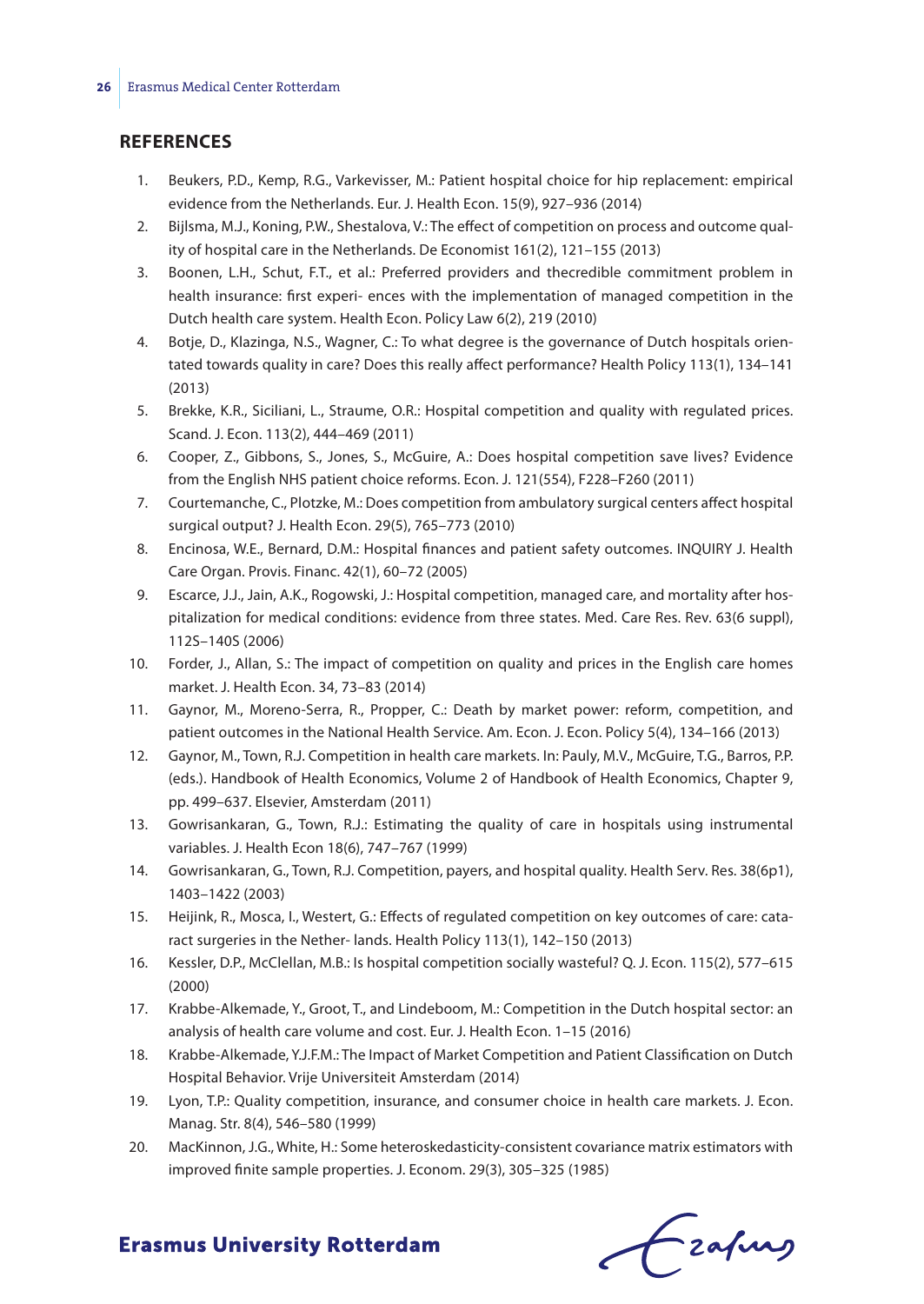## REFERENCES

1. Beukers, P.D., Kemp, R.G., Varkevisser, M.: Patient hospital choice for hip replacement: empirical evidence from the Netherlands. Eur. J. Health Econ. 15(9), 927–936 (2014)
2. Bijlsma, M.J., Koning, P.W., Shestalova, V.: The effect of competition on process and outcome quality of hospital care in the Netherlands. De Economist 161(2), 121–155 (2013)
3. Boonen, L.H., Schut, F.T., et al.: Preferred providers and thecredible commitment problem in health insurance: first experi- ences with the implementation of managed competition in the Dutch health care system. Health Econ. Policy Law 6(2), 219 (2010)
4. Botje, D., Klazinga, N.S., Wagner, C.: To what degree is the governance of Dutch hospitals orientated towards quality in care? Does this really affect performance? Health Policy 113(1), 134–141 (2013)
5. Brekke, K.R., Siciliani, L., Straume, O.R.: Hospital competition and quality with regulated prices. Scand. J. Econ. 113(2), 444–469 (2011)
6. Cooper, Z., Gibbons, S., Jones, S., McGuire, A.: Does hospital competition save lives? Evidence from the English NHS patient choice reforms. Econ. J. 121(554), F228–F260 (2011)
7. Courtemanche, C., Plotzke, M.: Does competition from ambulatory surgical centers affect hospital surgical output? J. Health Econ. 29(5), 765–773 (2010)
8. Encinosa, W.E., Bernard, D.M.: Hospital finances and patient safety outcomes. INQUIRY J. Health Care Organ. Provis. Financ. 42(1), 60–72 (2005)
9. Escarce, J.J., Jain, A.K., Rogowski, J.: Hospital competition, managed care, and mortality after hospitalization for medical conditions: evidence from three states. Med. Care Res. Rev. 63(6 suppl), 112S–140S (2006)
10. Forder, J., Allan, S.: The impact of competition on quality and prices in the English care homes market. J. Health Econ. 34, 73–83 (2014)
11. Gaynor, M., Moreno-Serra, R., Propper, C.: Death by market power: reform, competition, and patient outcomes in the National Health Service. Am. Econ. J. Econ. Policy 5(4), 134–166 (2013)
12. Gaynor, M., Town, R.J. Competition in health care markets. In: Pauly, M.V., McGuire, T.G., Barros, P.P. (eds.). Handbook of Health Economics, Volume 2 of Handbook of Health Economics, Chapter 9, pp. 499–637. Elsevier, Amsterdam (2011)
13. Gowrisankaran, G., Town, R.J.: Estimating the quality of care in hospitals using instrumental variables. J. Health Econ 18(6), 747–767 (1999)
14. Gowrisankaran, G., Town, R.J. Competition, payers, and hospital quality. Health Serv. Res. 38(6p1), 1403–1422 (2003)
15. Heijink, R., Mosca, I., Westert, G.: Effects of regulated competition on key outcomes of care: cataract surgeries in the Nether- lands. Health Policy 113(1), 142–150 (2013)
16. Kessler, D.P., McClellan, M.B.: Is hospital competition socially wasteful? Q. J. Econ. 115(2), 577–615 (2000)
17. Krabbe-Alkemade, Y., Groot, T., and Lindeboom, M.: Competition in the Dutch hospital sector: an analysis of health care volume and cost. Eur. J. Health Econ. 1–15 (2016)
18. Krabbe-Alkemade, Y.J.F.M.: The Impact of Market Competition and Patient Classification on Dutch Hospital Behavior. Vrije Universiteit Amsterdam (2014)
19. Lyon, T.P.: Quality competition, insurance, and consumer choice in health care markets. J. Econ. Manag. Str. 8(4), 546–580 (1999)
20. MacKinnon, J.G., White, H.: Some heteroskedasticity-consistent covariance matrix estimators with improved finite sample properties. J. Econom. 29(3), 305–325 (1985)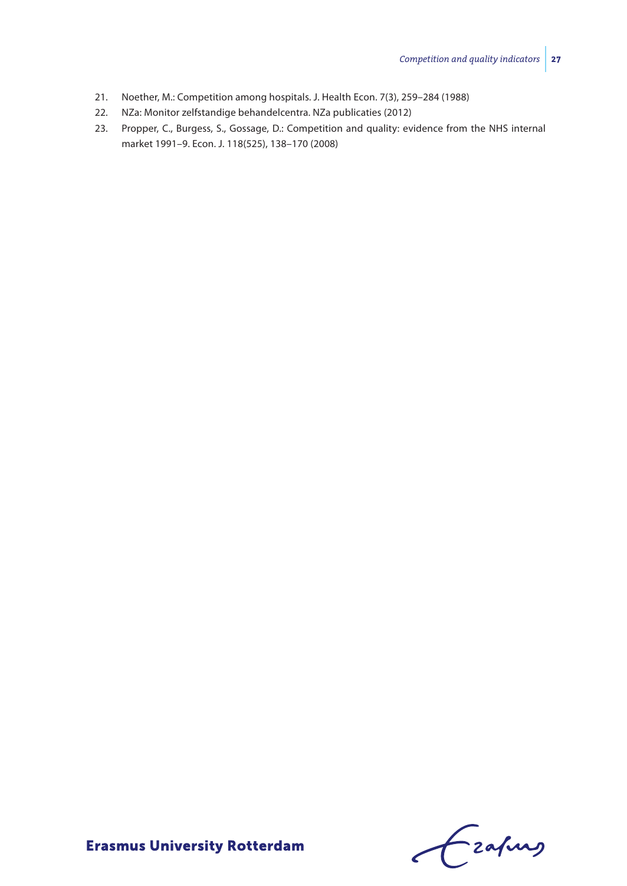21. Noether, M.: Competition among hospitals. J. Health Econ. 7(3), 259–284 (1988)
22. NZa: Monitor zelfstandige behandelcentra. NZa publicaties (2012)
23. Propper, C., Burgess, S., Gossage, D.: Competition and quality: evidence from the NHS internal market 1991–9. Econ. J. 118(525), 138–170 (2008)